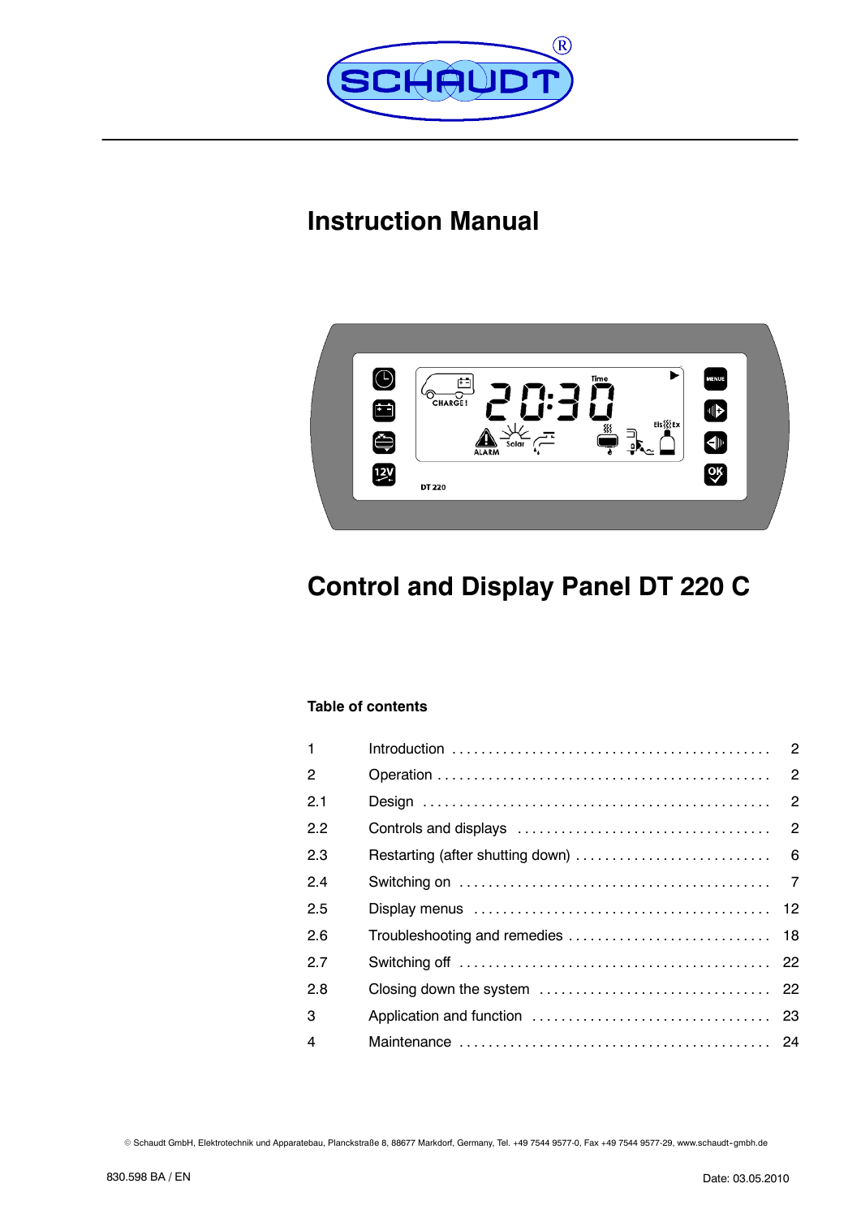# Instruction Manual

# Control and Display Panel DT 220 C

## Table of contents

| | | |
|---|---|---|
| 1 | Introduction | 2 |
| 2 | Operation | 2 |
| 2.1 | Design | 2 |
| 2.2 | Controls and displays | 2 |
| 2.3 | Restarting (after shutting down) | 6 |
| 2.4 | Switching on | 7 |
| 2.5 | Display menus | 12 |
| 2.6 | Troubleshooting and remedies | 18 |
| 2.7 | Switching off | 22 |
| 2.8 | Closing down the system | 22 |
| 3 | Application and function | 23 |
| 4 | Maintenance | 24 |

© Schaudt GmbH, Elektrotechnik und Apparatebau, Planckstraße 8, 88677 Markdorf, Germany, Tel. +49 7544 9577-0, Fax +49 7544 9577-29, www.schaudt-gmbh.de

830.598 BA / EN

Date: 03.05.2010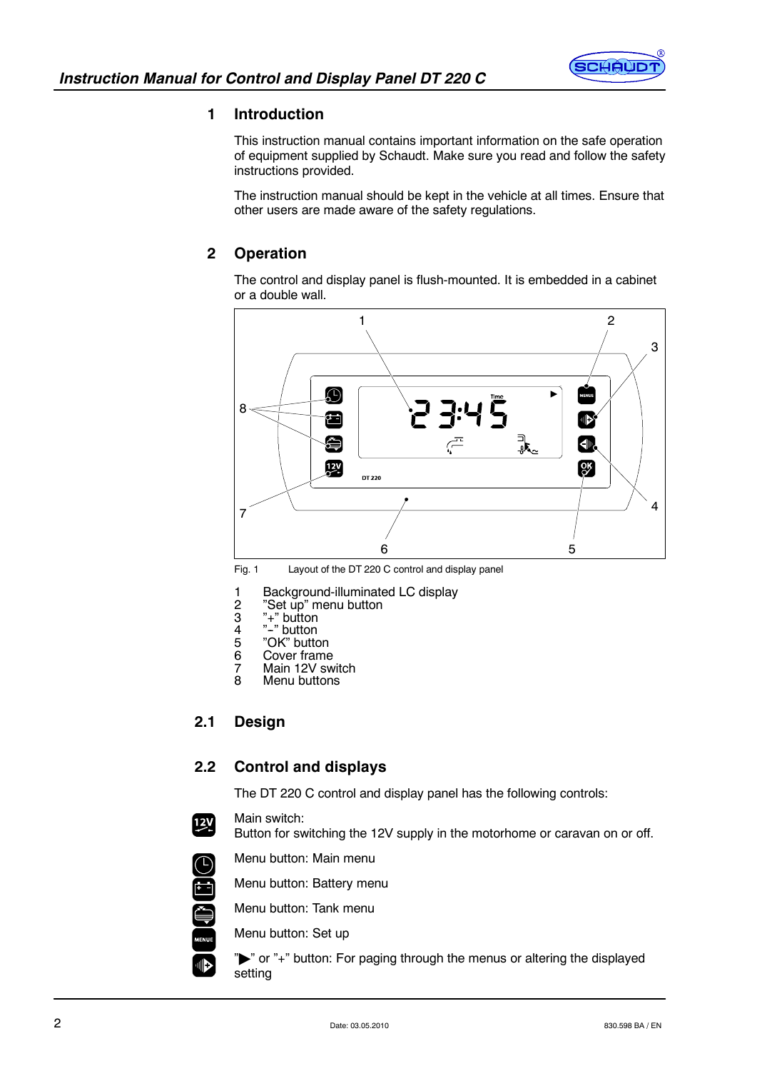## 1 Introduction

This instruction manual contains important information on the safe operation of equipment supplied by Schaudt. Make sure you read and follow the safety instructions provided.

The instruction manual should be kept in the vehicle at all times. Ensure that other users are made aware of the safety regulations.

## 2 Operation

The control and display panel is flush-mounted. It is embedded in a cabinet or a double wall.

Fig. 1 Layout of the DT 220 C control and display panel

1. Background-illuminated LC display
2. ”Set up” menu button
3. ”+” button
4. ”–” button
5. ”OK” button
6. Cover frame
7. Main 12V switch
8. Menu buttons

### 2.1 Design

### 2.2 Control and displays

The DT 220 C control and display panel has the following controls:

Main switch:
Button for switching the 12V supply in the motorhome or caravan on or off.

Menu button: Main menu

Menu button: Battery menu

Menu button: Tank menu

Menu button: Set up

”▶” or ”+” button: For paging through the menus or altering the displayed setting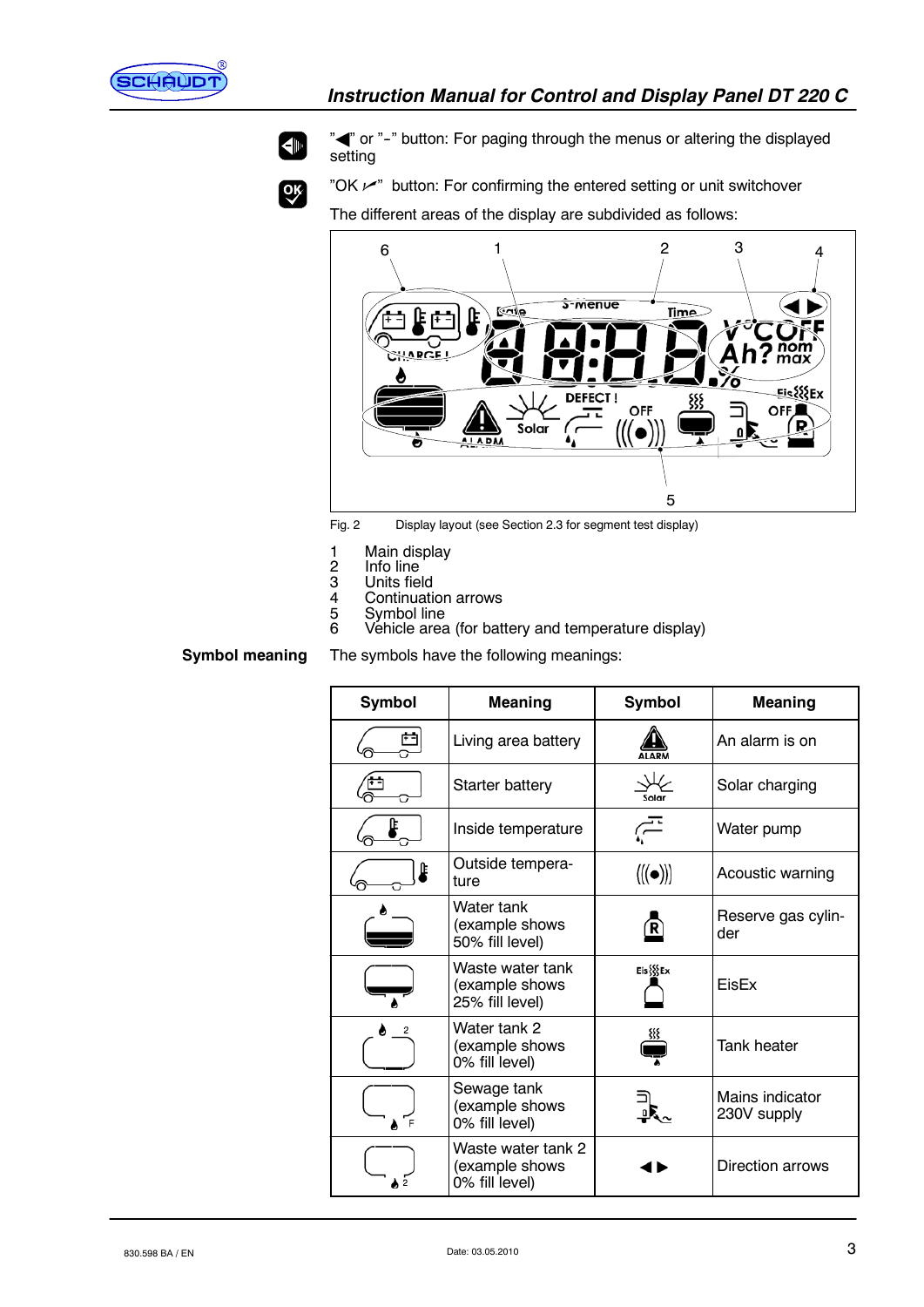"◀" or "-" button: For paging through the menus or altering the displayed setting

"OK ✓" button: For confirming the entered setting or unit switchover

The different areas of the display are subdivided as follows:

Fig. 2 Display layout (see Section 2.3 for segment test display)

1 Main display
2 Info line
3 Units field
4 Continuation arrows
5 Symbol line
6 Vehicle area (for battery and temperature display)

**Symbol meaning**

The symbols have the following meanings:

| Symbol | Meaning | Symbol | Meaning |
|---|---|---|---|
| | Living area battery | | An alarm is on |
| | Starter battery | | Solar charging |
| | Inside temperature | | Water pump |
| | Outside temperature | | Acoustic warning |
| | Water tank (example shows 50% fill level) | | Reserve gas cylinder |
| | Waste water tank (example shows 25% fill level) | | EisEx |
| | Water tank 2 (example shows 0% fill level) | | Tank heater |
| | Sewage tank (example shows 0% fill level) | | Mains indicator 230V supply |
| | Waste water tank 2 (example shows 0% fill level) | ◀▶ | Direction arrows |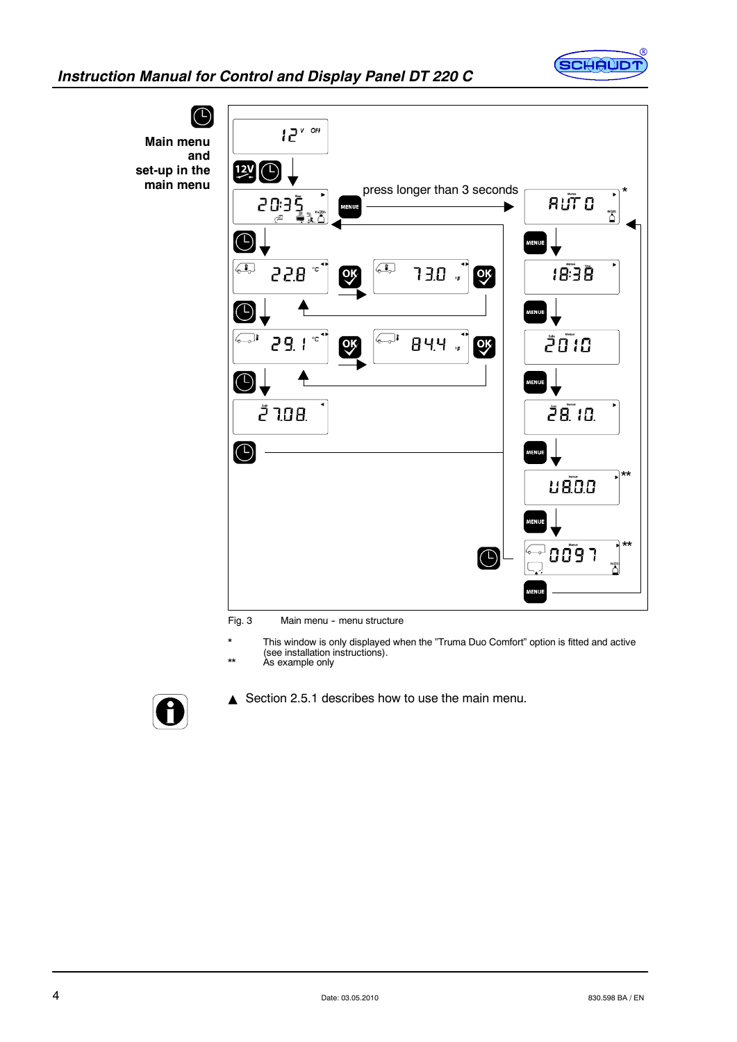**Main menu and set-up in the main menu**

press longer than 3 seconds

Fig. 3 Main menu - menu structure

\* This window is only displayed when the "Truma Duo Comfort" option is fitted and active (see installation instructions).

\*\* As example only

▲ Section 2.5.1 describes how to use the main menu.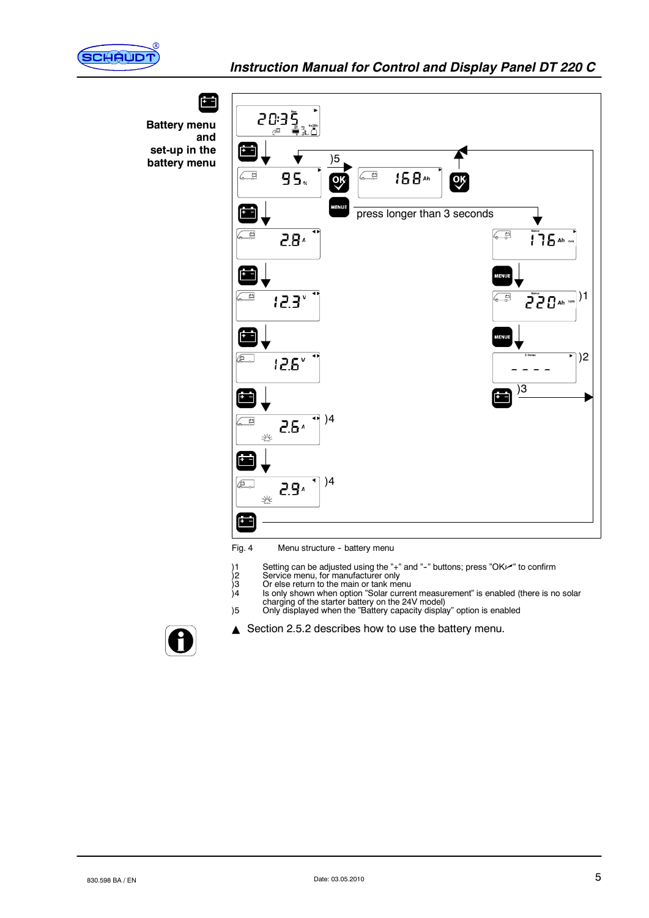**Battery menu and set-up in the battery menu**

press longer than 3 seconds

Fig. 4 Menu structure - battery menu

)1 Setting can be adjusted using the "+" and "-" buttons; press "OK✓" to confirm
)2 Service menu, for manufacturer only
)3 Or else return to the main or tank menu
)4 Is only shown when option "Solar current measurement" is enabled (there is no solar charging of the starter battery on the 24V model)
)5 Only displayed when the "Battery capacity display" option is enabled

▲ Section 2.5.2 describes how to use the battery menu.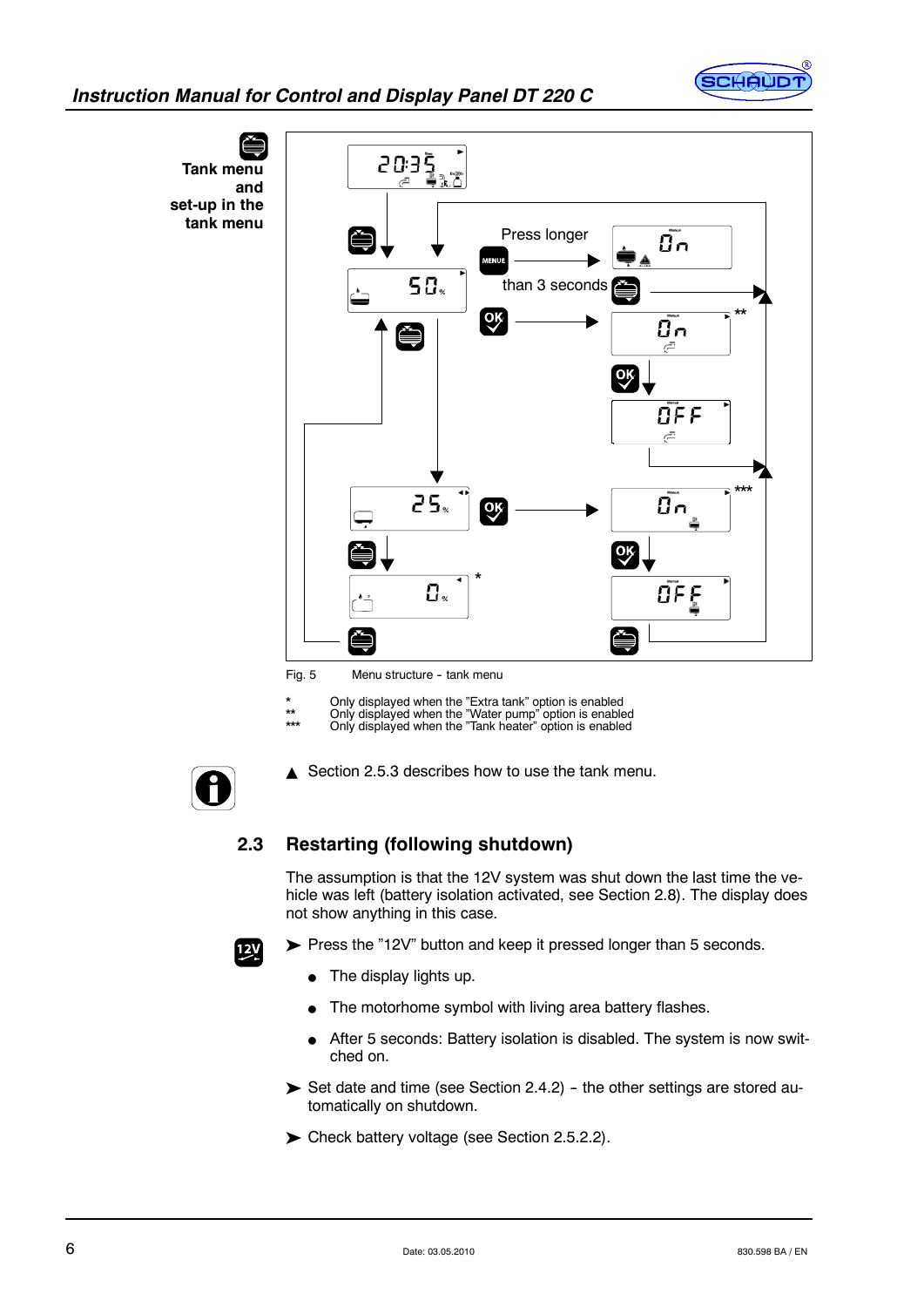**Tank menu and set-up in the tank menu**

Press longer than 3 seconds

Fig. 5 Menu structure - tank menu

\* Only displayed when the "Extra tank" option is enabled
\** Only displayed when the "Water pump" option is enabled
\*** Only displayed when the "Tank heater" option is enabled

▲ Section 2.5.3 describes how to use the tank menu.

## 2.3 Restarting (following shutdown)

The assumption is that the 12V system was shut down the last time the vehicle was left (battery isolation activated, see Section 2.8). The display does not show anything in this case.

➤ Press the "12V" button and keep it pressed longer than 5 seconds.

- The display lights up.
- The motorhome symbol with living area battery flashes.
- After 5 seconds: Battery isolation is disabled. The system is now switched on.

➤ Set date and time (see Section 2.4.2) - the other settings are stored automatically on shutdown.

➤ Check battery voltage (see Section 2.5.2.2).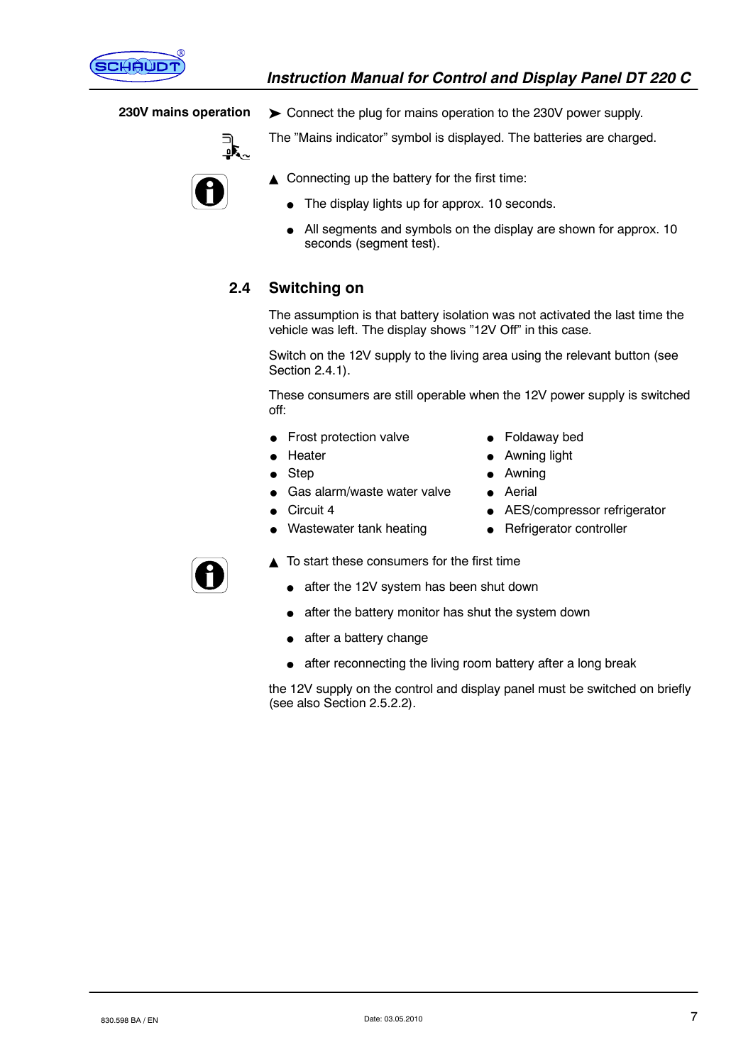**230V mains operation**

➤ Connect the plug for mains operation to the 230V power supply.

The ”Mains indicator” symbol is displayed. The batteries are charged.

▲ Connecting up the battery for the first time:

- The display lights up for approx. 10 seconds.
- All segments and symbols on the display are shown for approx. 10 seconds (segment test).

## 2.4 Switching on

The assumption is that battery isolation was not activated the last time the vehicle was left. The display shows ”12V Off” in this case.

Switch on the 12V supply to the living area using the relevant button (see Section 2.4.1).

These consumers are still operable when the 12V power supply is switched off:

- Frost protection valve
- Heater
- Step
- Gas alarm/waste water valve
- Circuit 4
- Wastewater tank heating
- Foldaway bed
- Awning light
- Awning
- Aerial
- AES/compressor refrigerator
- Refrigerator controller

▲ To start these consumers for the first time

- after the 12V system has been shut down
- after the battery monitor has shut the system down
- after a battery change
- after reconnecting the living room battery after a long break

the 12V supply on the control and display panel must be switched on briefly (see also Section 2.5.2.2).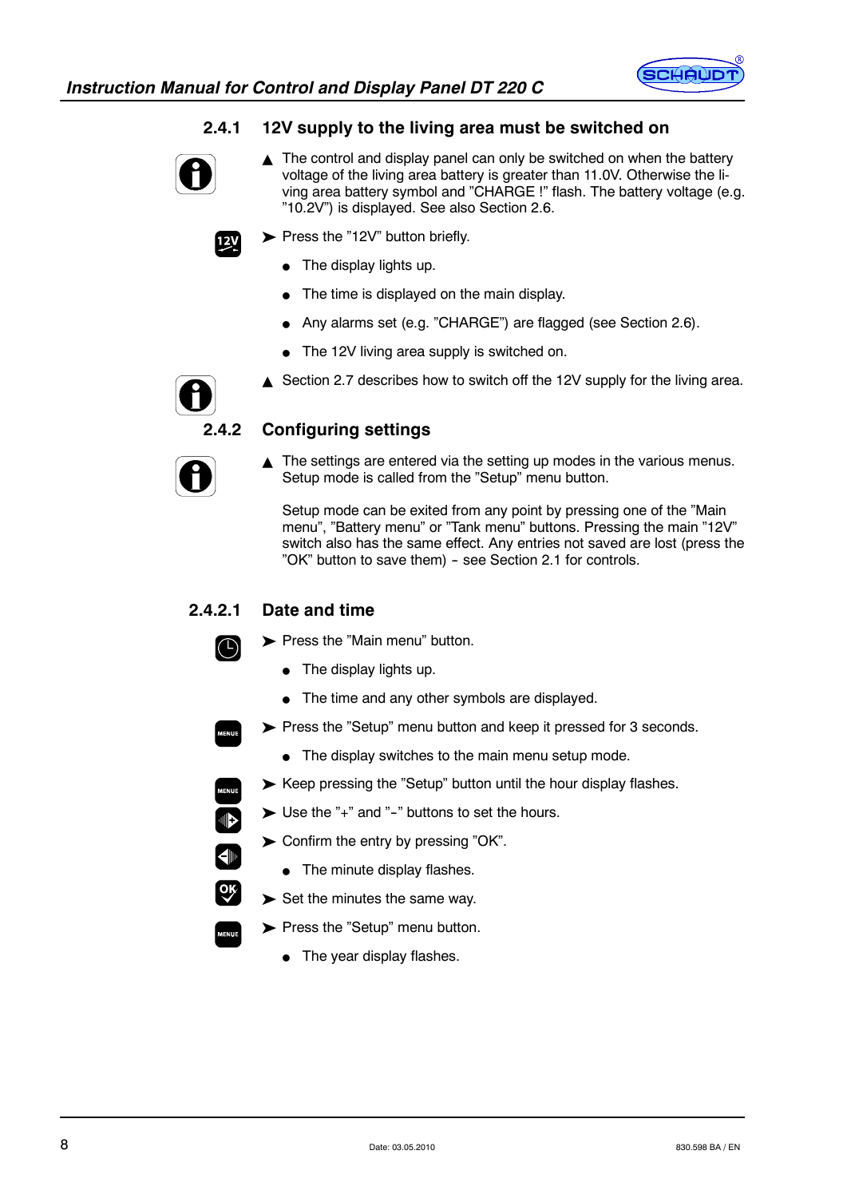### 2.4.1 12V supply to the living area must be switched on

▲ The control and display panel can only be switched on when the battery voltage of the living area battery is greater than 11.0V. Otherwise the living area battery symbol and "CHARGE !" flash. The battery voltage (e.g. "10.2V") is displayed. See also Section 2.6.

➤ Press the "12V" button briefly.

- The display lights up.
- The time is displayed on the main display.
- Any alarms set (e.g. "CHARGE") are flagged (see Section 2.6).
- The 12V living area supply is switched on.

▲ Section 2.7 describes how to switch off the 12V supply for the living area.

### 2.4.2 Configuring settings

▲ The settings are entered via the setting up modes in the various menus. Setup mode is called from the "Setup" menu button.

Setup mode can be exited from any point by pressing one of the "Main menu", "Battery menu" or "Tank menu" buttons. Pressing the main "12V" switch also has the same effect. Any entries not saved are lost (press the "OK" button to save them) - see Section 2.1 for controls.

#### 2.4.2.1 Date and time

➤ Press the "Main menu" button.

- The display lights up.
- The time and any other symbols are displayed.

➤ Press the "Setup" menu button and keep it pressed for 3 seconds.

- The display switches to the main menu setup mode.

➤ Keep pressing the "Setup" button until the hour display flashes.

➤ Use the "+" and "-" buttons to set the hours.

➤ Confirm the entry by pressing "OK".

- The minute display flashes.

➤ Set the minutes the same way.

➤ Press the "Setup" menu button.

- The year display flashes.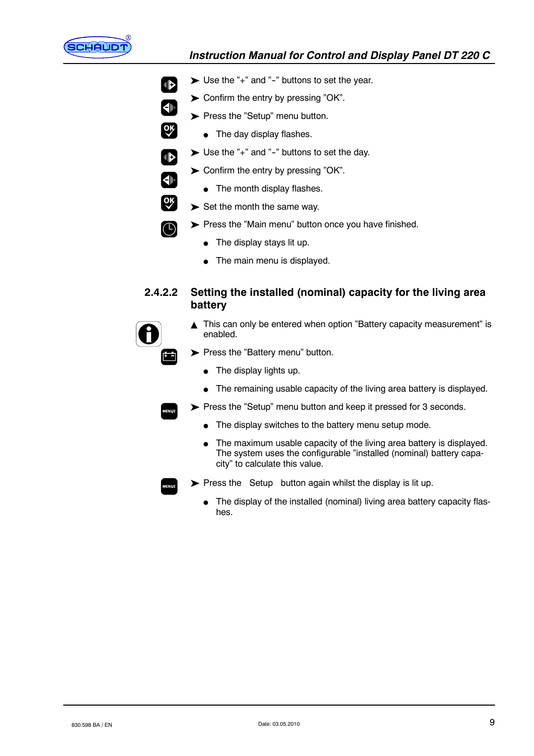➤ Use the "+" and "-" buttons to set the year.

➤ Confirm the entry by pressing "OK".

➤ Press the "Setup" menu button.

- The day display flashes.

➤ Use the "+" and "-" buttons to set the day.

➤ Confirm the entry by pressing "OK".

- The month display flashes.

➤ Set the month the same way.

➤ Press the "Main menu" button once you have finished.

- The display stays lit up.
- The main menu is displayed.

### 2.4.2.2 Setting the installed (nominal) capacity for the living area battery

▲ This can only be entered when option "Battery capacity measurement" is enabled.

➤ Press the "Battery menu" button.

- The display lights up.
- The remaining usable capacity of the living area battery is displayed.

➤ Press the "Setup" menu button and keep it pressed for 3 seconds.

- The display switches to the battery menu setup mode.
- The maximum usable capacity of the living area battery is displayed. The system uses the configurable "installed (nominal) battery capacity" to calculate this value.

➤ Press the Setup button again whilst the display is lit up.

- The display of the installed (nominal) living area battery capacity flashes.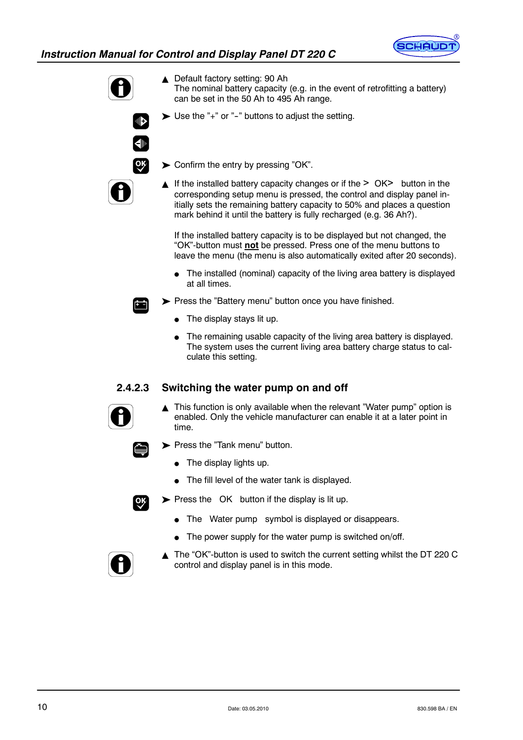▲ Default factory setting: 90 Ah
The nominal battery capacity (e.g. in the event of retrofitting a battery) can be set in the 50 Ah to 495 Ah range.

➤ Use the "+" or "-" buttons to adjust the setting.

➤ Confirm the entry by pressing "OK".

▲ If the installed battery capacity changes or if the > OK> button in the corresponding setup menu is pressed, the control and display panel initially sets the remaining battery capacity to 50% and places a question mark behind it until the battery is fully recharged (e.g. 36 Ah?).

If the installed battery capacity is to be displayed but not changed, the "OK"-button must **not** be pressed. Press one of the menu buttons to leave the menu (the menu is also automatically exited after 20 seconds).

- The installed (nominal) capacity of the living area battery is displayed at all times.

➤ Press the "Battery menu" button once you have finished.

- The display stays lit up.
- The remaining usable capacity of the living area battery is displayed. The system uses the current living area battery charge status to calculate this setting.

### 2.4.2.3 Switching the water pump on and off

▲ This function is only available when the relevant "Water pump" option is enabled. Only the vehicle manufacturer can enable it at a later point in time.

➤ Press the "Tank menu" button.

- The display lights up.
- The fill level of the water tank is displayed.

➤ Press the OK button if the display is lit up.

- The Water pump symbol is displayed or disappears.
- The power supply for the water pump is switched on/off.

▲ The "OK"-button is used to switch the current setting whilst the DT 220 C control and display panel is in this mode.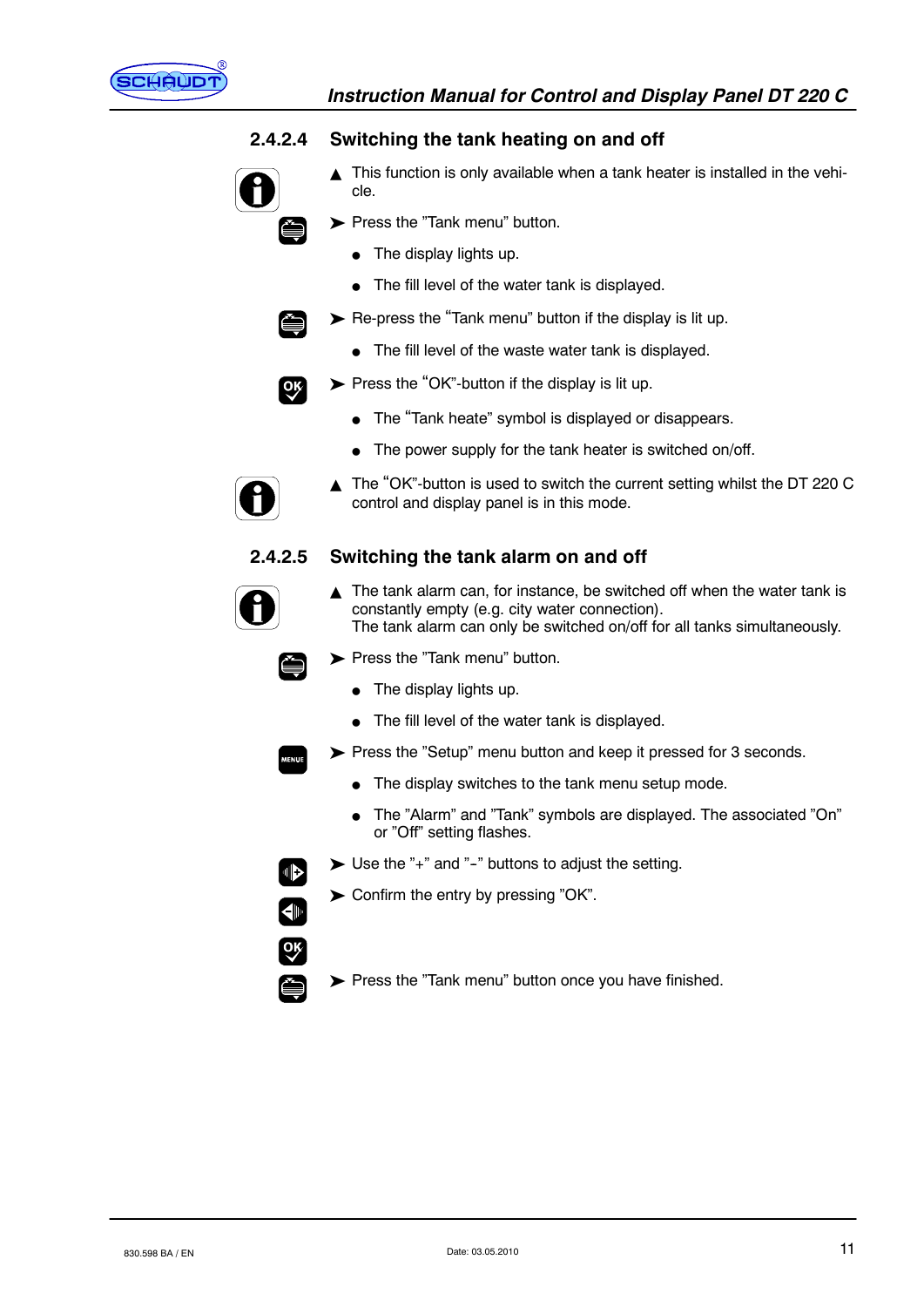### 2.4.2.4 Switching the tank heating on and off

▲ This function is only available when a tank heater is installed in the vehicle.

➤ Press the ”Tank menu” button.

- The display lights up.
- The fill level of the water tank is displayed.

➤ Re-press the “Tank menu” button if the display is lit up.

- The fill level of the waste water tank is displayed.

➤ Press the “OK”-button if the display is lit up.

- The “Tank heate” symbol is displayed or disappears.
- The power supply for the tank heater is switched on/off.

▲ The “OK”-button is used to switch the current setting whilst the DT 220 C control and display panel is in this mode.

### 2.4.2.5 Switching the tank alarm on and off

▲ The tank alarm can, for instance, be switched off when the water tank is constantly empty (e.g. city water connection).
The tank alarm can only be switched on/off for all tanks simultaneously.

➤ Press the ”Tank menu” button.

- The display lights up.
- The fill level of the water tank is displayed.

➤ Press the ”Setup” menu button and keep it pressed for 3 seconds.

- The display switches to the tank menu setup mode.
- The ”Alarm” and ”Tank” symbols are displayed. The associated ”On” or ”Off” setting flashes.

➤ Use the ”+” and ”-” buttons to adjust the setting.

➤ Confirm the entry by pressing ”OK”.

➤ Press the ”Tank menu” button once you have finished.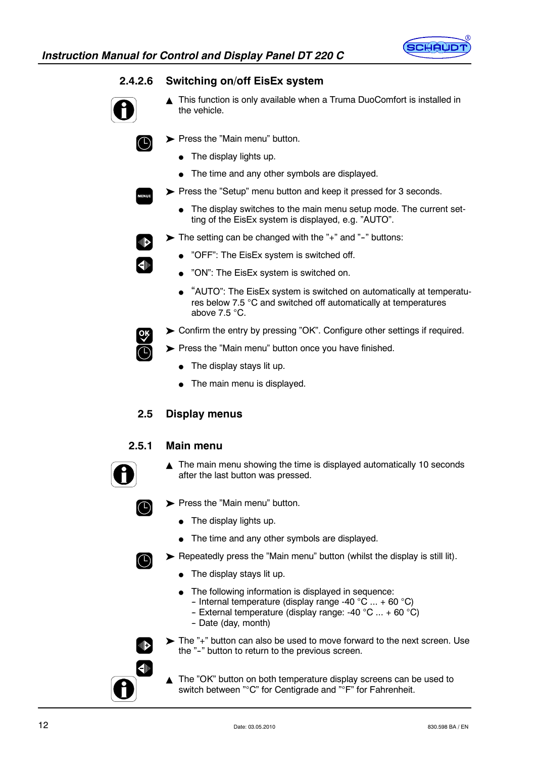### 2.4.2.6 Switching on/off EisEx system

▲ This function is only available when a Truma DuoComfort is installed in the vehicle.

➤ Press the "Main menu" button.

- The display lights up.
- The time and any other symbols are displayed.

➤ Press the "Setup" menu button and keep it pressed for 3 seconds.

- The display switches to the main menu setup mode. The current setting of the EisEx system is displayed, e.g. "AUTO".

➤ The setting can be changed with the "+" and "-" buttons:

- "OFF": The EisEx system is switched off.
- "ON": The EisEx system is switched on.
- "AUTO": The EisEx system is switched on automatically at temperatures below 7.5 °C and switched off automatically at temperatures above 7.5 °C.

➤ Confirm the entry by pressing "OK". Configure other settings if required.

➤ Press the "Main menu" button once you have finished.

- The display stays lit up.
- The main menu is displayed.

## 2.5 Display menus

### 2.5.1 Main menu

▲ The main menu showing the time is displayed automatically 10 seconds after the last button was pressed.

➤ Press the "Main menu" button.

- The display lights up.
- The time and any other symbols are displayed.

➤ Repeatedly press the "Main menu" button (whilst the display is still lit).

- The display stays lit up.
- The following information is displayed in sequence:
  - Internal temperature (display range -40 °C ... + 60 °C)
  - External temperature (display range: -40 °C ... + 60 °C)
  - Date (day, month)

➤ The "+" button can also be used to move forward to the next screen. Use the "-" button to return to the previous screen.

▲ The "OK" button on both temperature display screens can be used to switch between "°C" for Centigrade and "°F" for Fahrenheit.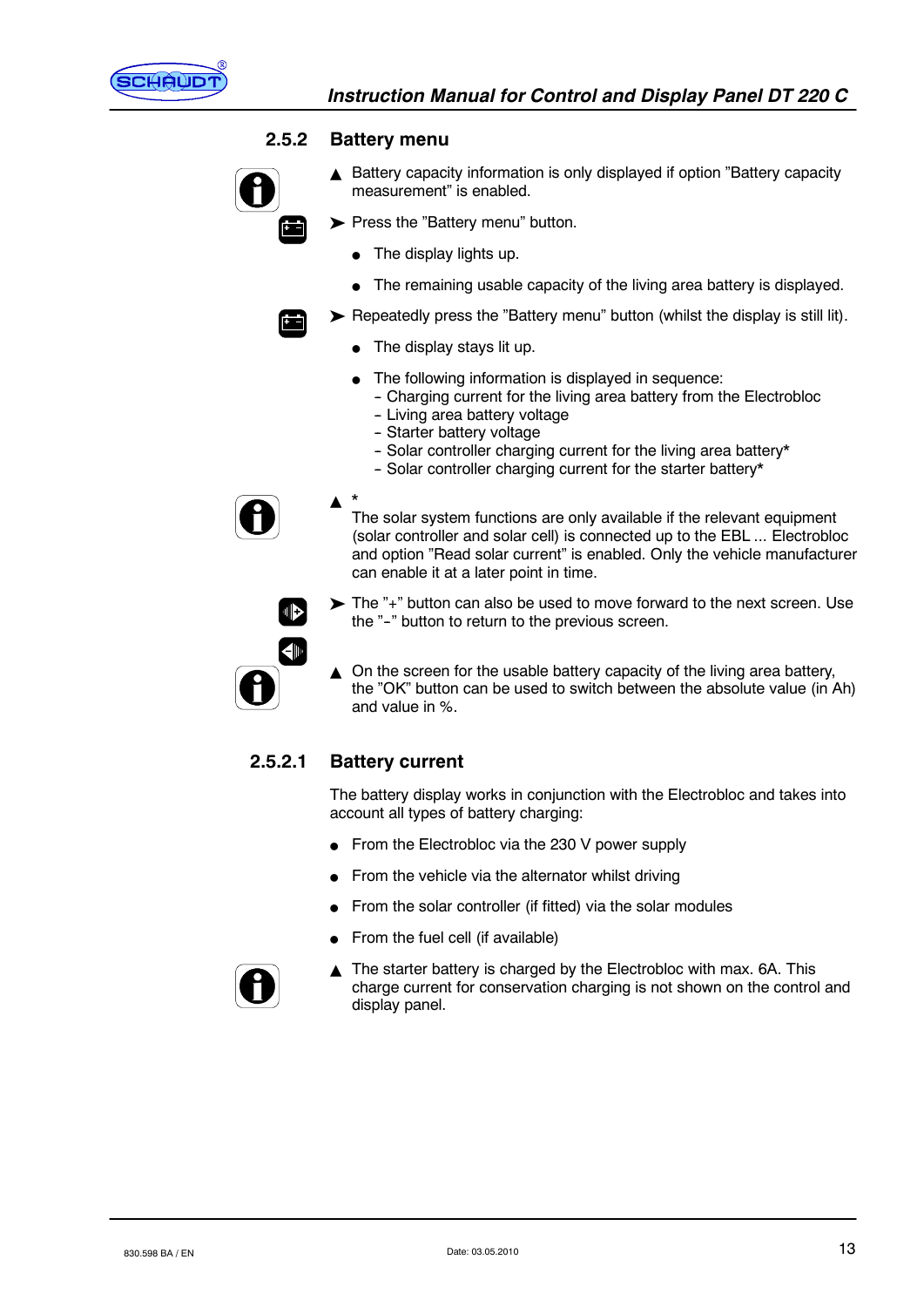## 2.5.2 Battery menu

▲ Battery capacity information is only displayed if option "Battery capacity measurement" is enabled.

➤ Press the "Battery menu" button.

- The display lights up.
- The remaining usable capacity of the living area battery is displayed.

➤ Repeatedly press the "Battery menu" button (whilst the display is still lit).

- The display stays lit up.
- The following information is displayed in sequence:
  - Charging current for the living area battery from the Electrobloc
  - Living area battery voltage
  - Starter battery voltage
  - Solar controller charging current for the living area battery*
  - Solar controller charging current for the starter battery*

▲ *
The solar system functions are only available if the relevant equipment (solar controller and solar cell) is connected up to the EBL ... Electrobloc and option "Read solar current" is enabled. Only the vehicle manufacturer can enable it at a later point in time.

➤ The "+" button can also be used to move forward to the next screen. Use the "-" button to return to the previous screen.

▲ On the screen for the usable battery capacity of the living area battery, the "OK" button can be used to switch between the absolute value (in Ah) and value in %.

### 2.5.2.1 Battery current

The battery display works in conjunction with the Electrobloc and takes into account all types of battery charging:

- From the Electrobloc via the 230 V power supply
- From the vehicle via the alternator whilst driving
- From the solar controller (if fitted) via the solar modules
- From the fuel cell (if available)

▲ The starter battery is charged by the Electrobloc with max. 6A. This charge current for conservation charging is not shown on the control and display panel.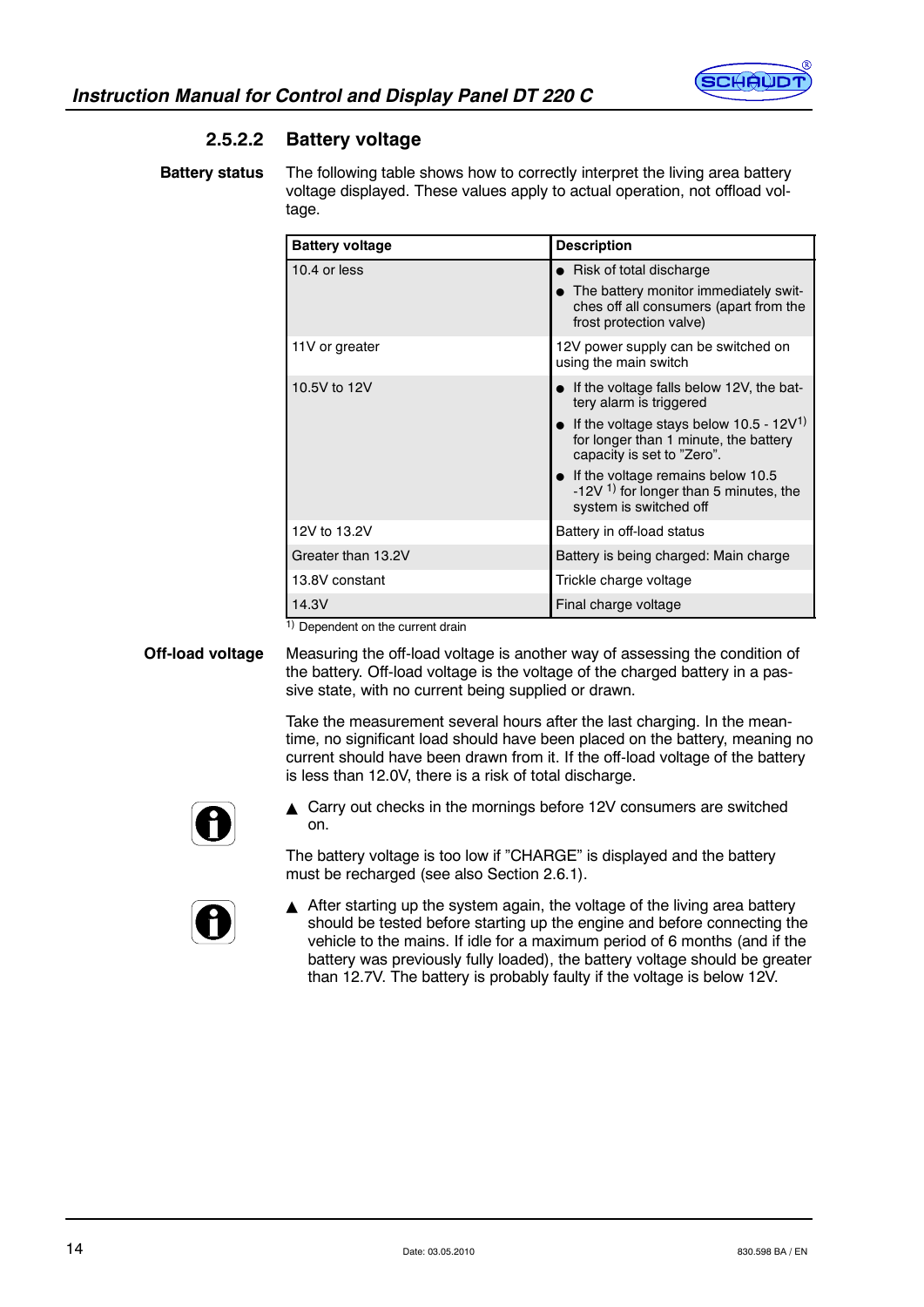### 2.5.2.2 Battery voltage

**Battery status**

The following table shows how to correctly interpret the living area battery voltage displayed. These values apply to actual operation, not offload voltage.

| Battery voltage | Description |
|---|---|
| 10.4 or less | ● Risk of total discharge<br>● The battery monitor immediately switches off all consumers (apart from the frost protection valve) |
| 11V or greater | 12V power supply can be switched on using the main switch |
| 10.5V to 12V | ● If the voltage falls below 12V, the battery alarm is triggered<br>● If the voltage stays below 10.5 - 12V [1] for longer than 1 minute, the battery capacity is set to "Zero".<br>● If the voltage remains below 10.5 -12V [1] for longer than 5 minutes, the system is switched off |
| 12V to 13.2V | Battery in off-load status |
| Greater than 13.2V | Battery is being charged: Main charge |
| 13.8V constant | Trickle charge voltage |
| 14.3V | Final charge voltage |

[1] Dependent on the current drain

**Off-load voltage**

Measuring the off-load voltage is another way of assessing the condition of the battery. Off-load voltage is the voltage of the charged battery in a passive state, with no current being supplied or drawn.

Take the measurement several hours after the last charging. In the meantime, no significant load should have been placed on the battery, meaning no current should have been drawn from it. If the off-load voltage of the battery is less than 12.0V, there is a risk of total discharge.

▲ Carry out checks in the mornings before 12V consumers are switched on.

The battery voltage is too low if "CHARGE" is displayed and the battery must be recharged (see also Section 2.6.1).

▲ After starting up the system again, the voltage of the living area battery should be tested before starting up the engine and before connecting the vehicle to the mains. If idle for a maximum period of 6 months (and if the battery was previously fully loaded), the battery voltage should be greater than 12.7V. The battery is probably faulty if the voltage is below 12V.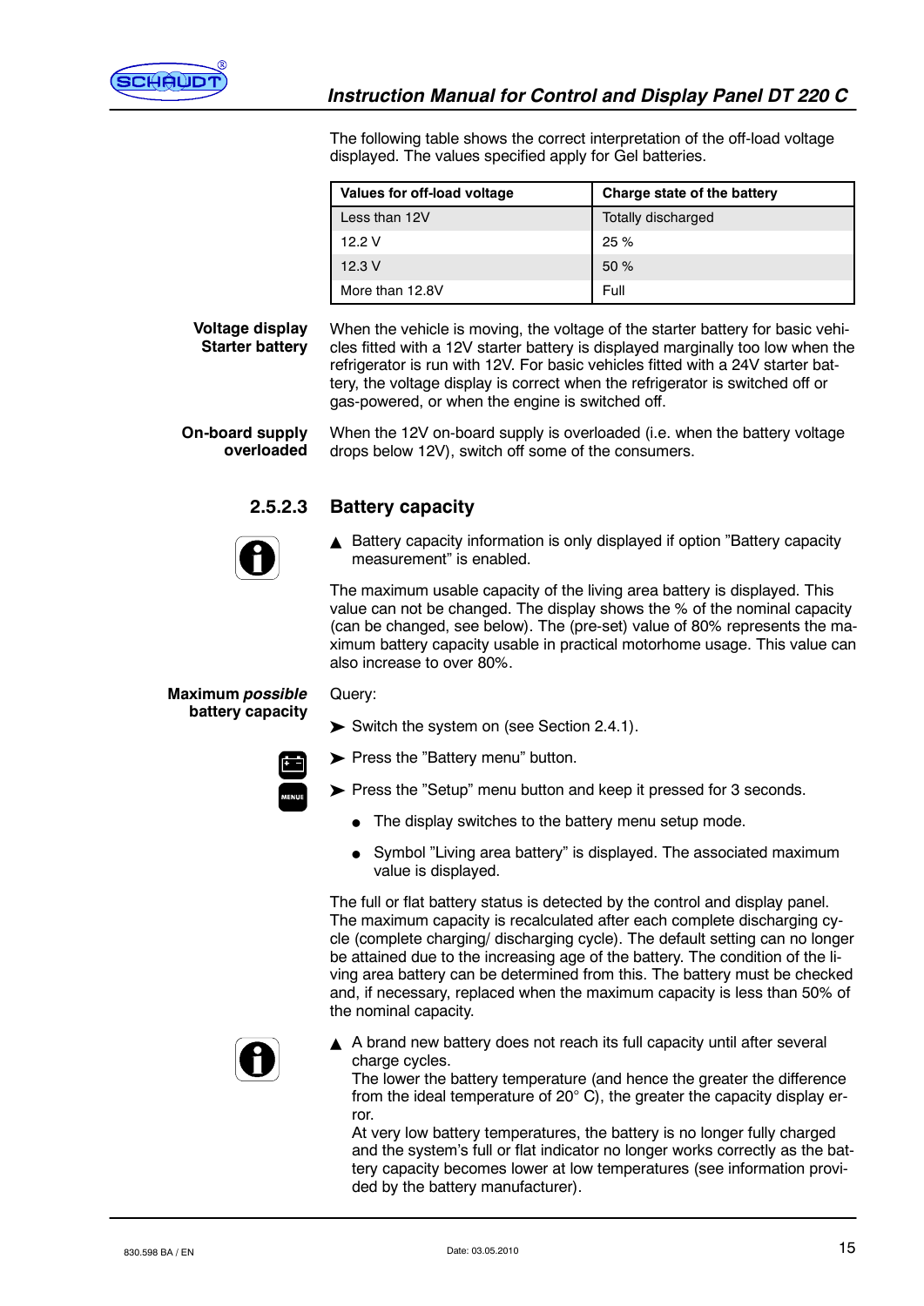The following table shows the correct interpretation of the off-load voltage displayed. The values specified apply for Gel batteries.

| Values for off-load voltage | Charge state of the battery |
|---|---|
| Less than 12V | Totally discharged |
| 12.2 V | 25 % |
| 12.3 V | 50 % |
| More than 12.8V | Full |

**Voltage display Starter battery**

When the vehicle is moving, the voltage of the starter battery for basic vehicles fitted with a 12V starter battery is displayed marginally too low when the refrigerator is run with 12V. For basic vehicles fitted with a 24V starter battery, the voltage display is correct when the refrigerator is switched off or gas-powered, or when the engine is switched off.

**On-board supply overloaded**

When the 12V on-board supply is overloaded (i.e. when the battery voltage drops below 12V), switch off some of the consumers.

### 2.5.2.3 Battery capacity

▲ Battery capacity information is only displayed if option ”Battery capacity measurement” is enabled.

The maximum usable capacity of the living area battery is displayed. This value can not be changed. The display shows the % of the nominal capacity (can be changed, see below). The (pre-set) value of 80% represents the maximum battery capacity usable in practical motorhome usage. This value can also increase to over 80%.

**Maximum *possible* battery capacity**

Query:

➤ Switch the system on (see Section 2.4.1).

➤ Press the ”Battery menu” button.

➤ Press the ”Setup” menu button and keep it pressed for 3 seconds.

- The display switches to the battery menu setup mode.
- Symbol ”Living area battery” is displayed. The associated maximum value is displayed.

The full or flat battery status is detected by the control and display panel. The maximum capacity is recalculated after each complete discharging cycle (complete charging/ discharging cycle). The default setting can no longer be attained due to the increasing age of the battery. The condition of the living area battery can be determined from this. The battery must be checked and, if necessary, replaced when the maximum capacity is less than 50% of the nominal capacity.

▲ A brand new battery does not reach its full capacity until after several charge cycles.
The lower the battery temperature (and hence the greater the difference from the ideal temperature of 20° C), the greater the capacity display error.
At very low battery temperatures, the battery is no longer fully charged and the system's full or flat indicator no longer works correctly as the battery capacity becomes lower at low temperatures (see information provided by the battery manufacturer).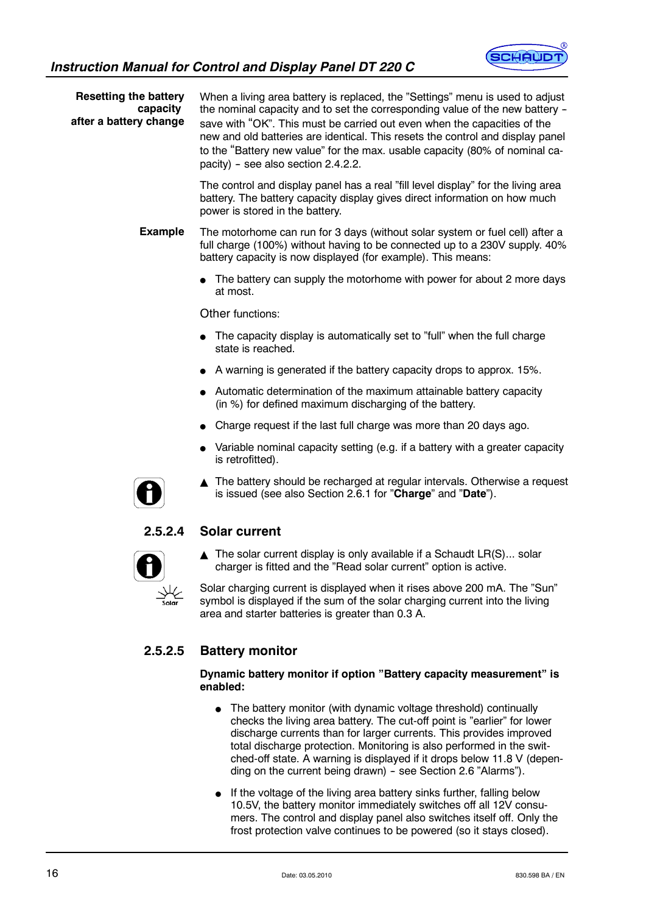**Resetting the battery capacity after a battery change**

When a living area battery is replaced, the "Settings" menu is used to adjust the nominal capacity and to set the corresponding value of the new battery – save with "OK". This must be carried out even when the capacities of the new and old batteries are identical. This resets the control and display panel to the "Battery new value" for the max. usable capacity (80% of nominal capacity) – see also section 2.4.2.2.

The control and display panel has a real "fill level display" for the living area battery. The battery capacity display gives direct information on how much power is stored in the battery.

**Example**

The motorhome can run for 3 days (without solar system or fuel cell) after a full charge (100%) without having to be connected up to a 230V supply. 40% battery capacity is now displayed (for example). This means:

- The battery can supply the motorhome with power for about 2 more days at most.

Other functions:

- The capacity display is automatically set to "full" when the full charge state is reached.
- A warning is generated if the battery capacity drops to approx. 15%.
- Automatic determination of the maximum attainable battery capacity (in %) for defined maximum discharging of the battery.
- Charge request if the last full charge was more than 20 days ago.
- Variable nominal capacity setting (e.g. if a battery with a greater capacity is retrofitted).

▲ The battery should be recharged at regular intervals. Otherwise a request is issued (see also Section 2.6.1 for "**Charge**" and "**Date**").

### 2.5.2.4 Solar current

▲ The solar current display is only available if a Schaudt LR(S)... solar charger is fitted and the "Read solar current" option is active.

Solar charging current is displayed when it rises above 200 mA. The "Sun" symbol is displayed if the sum of the solar charging current into the living area and starter batteries is greater than 0.3 A.

### 2.5.2.5 Battery monitor

**Dynamic battery monitor if option "Battery capacity measurement" is enabled:**

- The battery monitor (with dynamic voltage threshold) continually checks the living area battery. The cut-off point is "earlier" for lower discharge currents than for larger currents. This provides improved total discharge protection. Monitoring is also performed in the switched-off state. A warning is displayed if it drops below 11.8 V (depending on the current being drawn) – see Section 2.6 "Alarms").
- If the voltage of the living area battery sinks further, falling below 10.5V, the battery monitor immediately switches off all 12V consumers. The control and display panel also switches itself off. Only the frost protection valve continues to be powered (so it stays closed).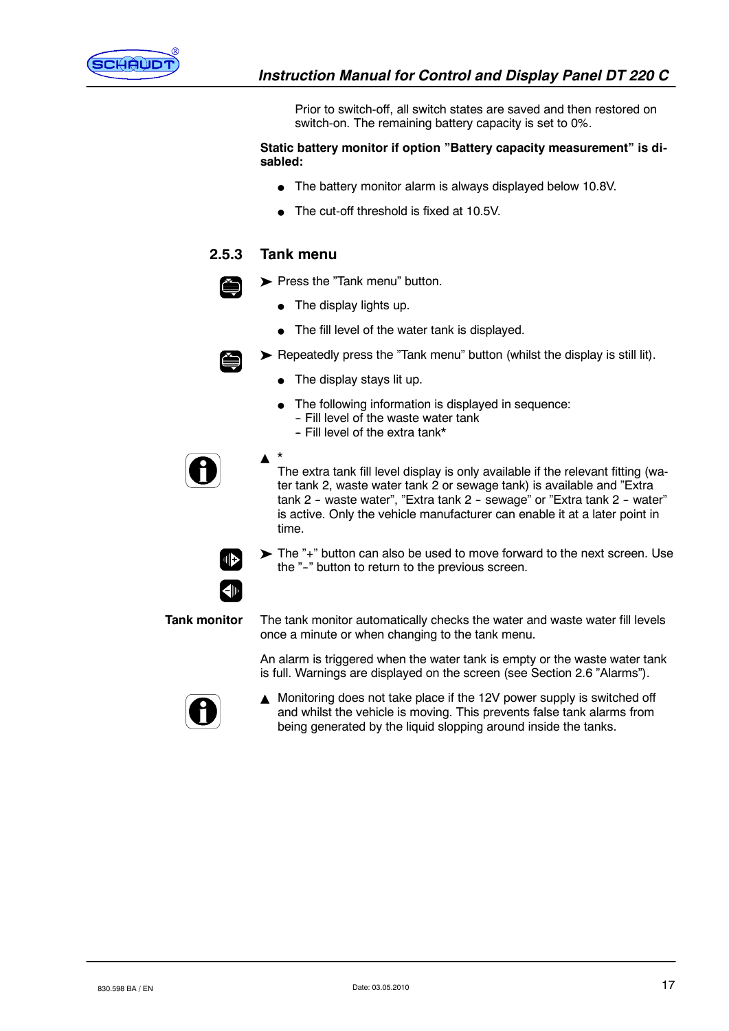Prior to switch-off, all switch states are saved and then restored on switch-on. The remaining battery capacity is set to 0%.

**Static battery monitor if option "Battery capacity measurement" is disabled:**

- The battery monitor alarm is always displayed below 10.8V.
- The cut-off threshold is fixed at 10.5V.

### 2.5.3 Tank menu

➤ Press the "Tank menu" button.

- The display lights up.
- The fill level of the water tank is displayed.

➤ Repeatedly press the "Tank menu" button (whilst the display is still lit).

- The display stays lit up.
- The following information is displayed in sequence:
  - Fill level of the waste water tank
  - Fill level of the extra tank*

▲ *
The extra tank fill level display is only available if the relevant fitting (water tank 2, waste water tank 2 or sewage tank) is available and "Extra tank 2 - waste water", "Extra tank 2 - sewage" or "Extra tank 2 - water" is active. Only the vehicle manufacturer can enable it at a later point in time.

➤ The "+" button can also be used to move forward to the next screen. Use the "-" button to return to the previous screen.

**Tank monitor**

The tank monitor automatically checks the water and waste water fill levels once a minute or when changing to the tank menu.

An alarm is triggered when the water tank is empty or the waste water tank is full. Warnings are displayed on the screen (see Section 2.6 "Alarms").

▲ Monitoring does not take place if the 12V power supply is switched off and whilst the vehicle is moving. This prevents false tank alarms from being generated by the liquid slopping around inside the tanks.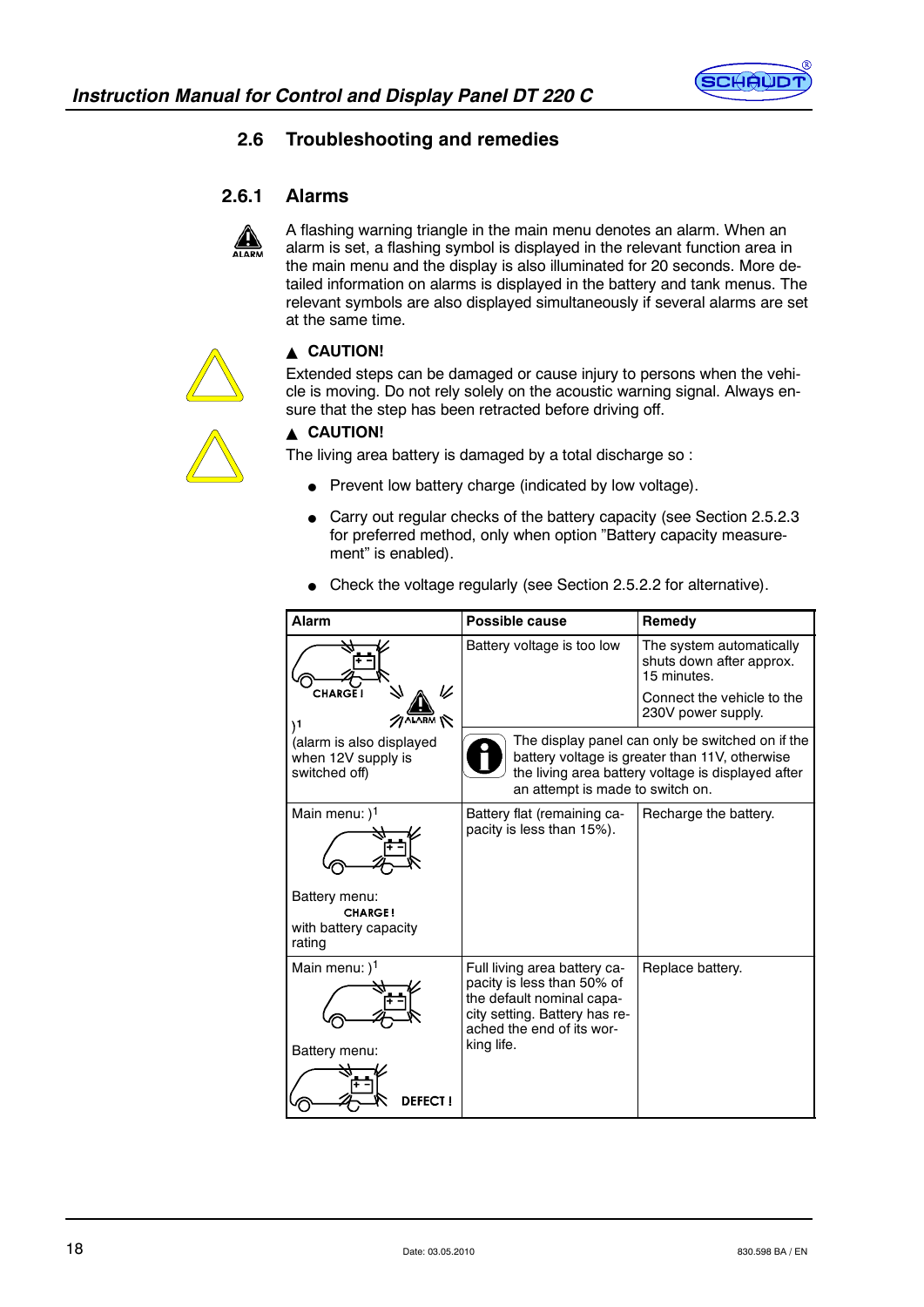## 2.6 Troubleshooting and remedies

### 2.6.1 Alarms

A flashing warning triangle in the main menu denotes an alarm. When an alarm is set, a flashing symbol is displayed in the relevant function area in the main menu and the display is also illuminated for 20 seconds. More detailed information on alarms is displayed in the battery and tank menus. The relevant symbols are also displayed simultaneously if several alarms are set at the same time.

**▲ CAUTION!**

Extended steps can be damaged or cause injury to persons when the vehicle is moving. Do not rely solely on the acoustic warning signal. Always ensure that the step has been retracted before driving off.

**▲ CAUTION!**

The living area battery is damaged by a total discharge so :

- Prevent low battery charge (indicated by low voltage).
- Carry out regular checks of the battery capacity (see Section 2.5.2.3 for preferred method, only when option "Battery capacity measurement" is enabled).
- Check the voltage regularly (see Section 2.5.2.2 for alternative).

| Alarm | Possible cause | Remedy |
|---|---|---|
| CHARGE ! ALARM )[1] (alarm is also displayed when 12V supply is switched off) | Battery voltage is too low | The system automatically shuts down after approx. 15 minutes. Connect the vehicle to the 230V power supply. |
| | The display panel can only be switched on if the battery voltage is greater than 11V, otherwise the living area battery voltage is displayed after an attempt is made to switch on. | |
| Main menu: )[1] Battery menu: CHARGE ! with battery capacity rating | Battery flat (remaining capacity is less than 15%). | Recharge the battery. |
| Main menu: )[1] Battery menu: DEFECT ! | Full living area battery capacity is less than 50% of the default nominal capacity setting. Battery has reached the end of its working life. | Replace battery. |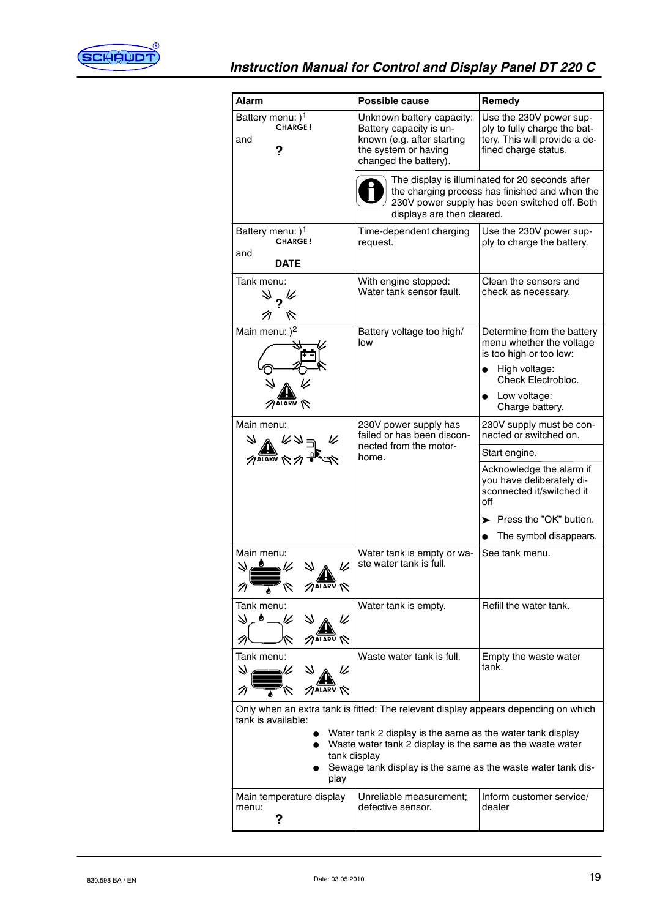| Alarm | Possible cause | Remedy |
|---|---|---|
| Battery menu: )[1] CHARGE! and ? | Unknown battery capacity: Battery capacity is unknown (e.g. after starting the system or having changed the battery). | Use the 230V power supply to fully charge the battery. This will provide a defined charge status. |
| | The display is illuminated for 20 seconds after the charging process has finished and when the 230V power supply has been switched off. Both displays are then cleared. | |
| Battery menu: )[1] CHARGE! and DATE | Time-dependent charging request. | Use the 230V power supply to charge the battery. |
| Tank menu: ? | With engine stopped: Water tank sensor fault. | Clean the sensors and check as necessary. |
| Main menu: )[2] ALARM | Battery voltage too high/ low | Determine from the battery menu whether the voltage is too high or too low: <br>● High voltage: Check Electrobloc. <br>● Low voltage: Charge battery. |
| Main menu: ALARM | 230V power supply has failed or has been disconnected from the motor-home. | 230V supply must be connected or switched on. |
| | | Start engine. |
| | | Acknowledge the alarm if you have deliberately disconnected it/switched it off <br>➤ Press the "OK" button. <br>● The symbol disappears. |
| Main menu: ALARM | Water tank is empty or waste water tank is full. | See tank menu. |
| Tank menu: ALARM | Water tank is empty. | Refill the water tank. |
| Tank menu: ALARM | Waste water tank is full. | Empty the waste water tank. |
| Only when an extra tank is fitted: The relevant display appears depending on which tank is available: <br>● Water tank 2 display is the same as the water tank display <br>● Waste water tank 2 display is the same as the waste water tank display <br>● Sewage tank display is the same as the waste water tank display | | |
| Main temperature display menu: ? | Unreliable measurement; defective sensor. | Inform customer service/ dealer |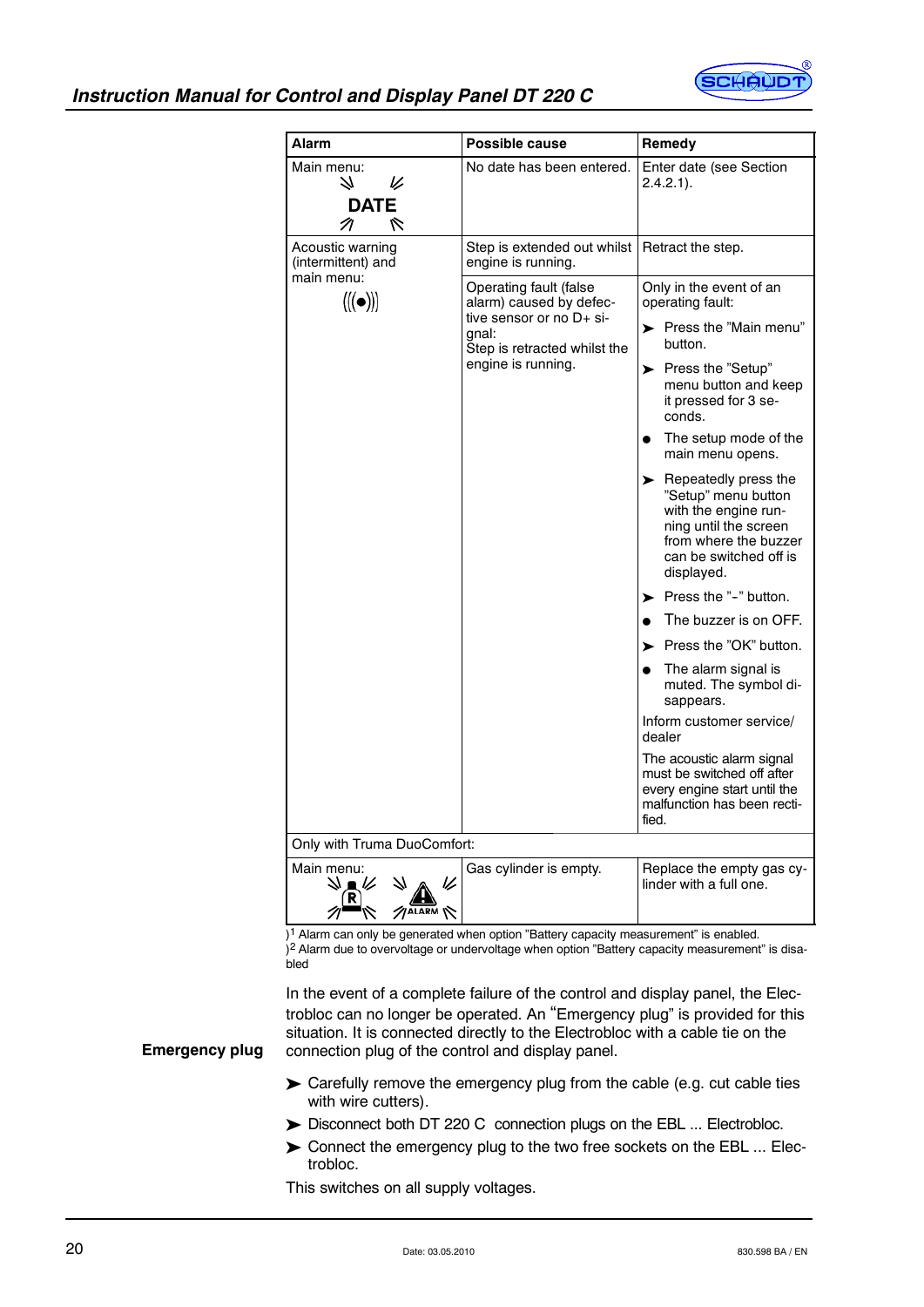| Alarm | Possible cause | Remedy |
|---|---|---|
| Main menu: DATE | No date has been entered. | Enter date (see Section 2.4.2.1). |
| Acoustic warning (intermittent) and main menu: ((●)) | Step is extended out whilst engine is running. | Retract the step. |
| | Operating fault (false alarm) caused by defective sensor or no D+ signal: Step is retracted whilst the engine is running. | Only in the event of an operating fault: ➤ Press the "Main menu" button. ➤ Press the "Setup" menu button and keep it pressed for 3 seconds. ● The setup mode of the main menu opens. ➤ Repeatedly press the "Setup" menu button with the engine running until the screen from where the buzzer can be switched off is displayed. ➤ Press the "-" button. ● The buzzer is on OFF. ➤ Press the "OK" button. ● The alarm signal is muted. The symbol disappears. Inform customer service/ dealer. The acoustic alarm signal must be switched off after every engine start until the malfunction has been rectified. |
| Only with Truma DuoComfort: | | |
| Main menu: R ALARM | Gas cylinder is empty. | Replace the empty gas cylinder with a full one. |

)[1] Alarm can only be generated when option "Battery capacity measurement" is enabled.
)[2] Alarm due to overvoltage or undervoltage when option "Battery capacity measurement" is disabled

**Emergency plug**

In the event of a complete failure of the control and display panel, the Electrobloc can no longer be operated. An "Emergency plug" is provided for this situation. It is connected directly to the Electrobloc with a cable tie on the connection plug of the control and display panel.

➤ Carefully remove the emergency plug from the cable (e.g. cut cable ties with wire cutters).

➤ Disconnect both DT 220 C connection plugs on the EBL ... Electrobloc.

➤ Connect the emergency plug to the two free sockets on the EBL ... Electrobloc.

This switches on all supply voltages.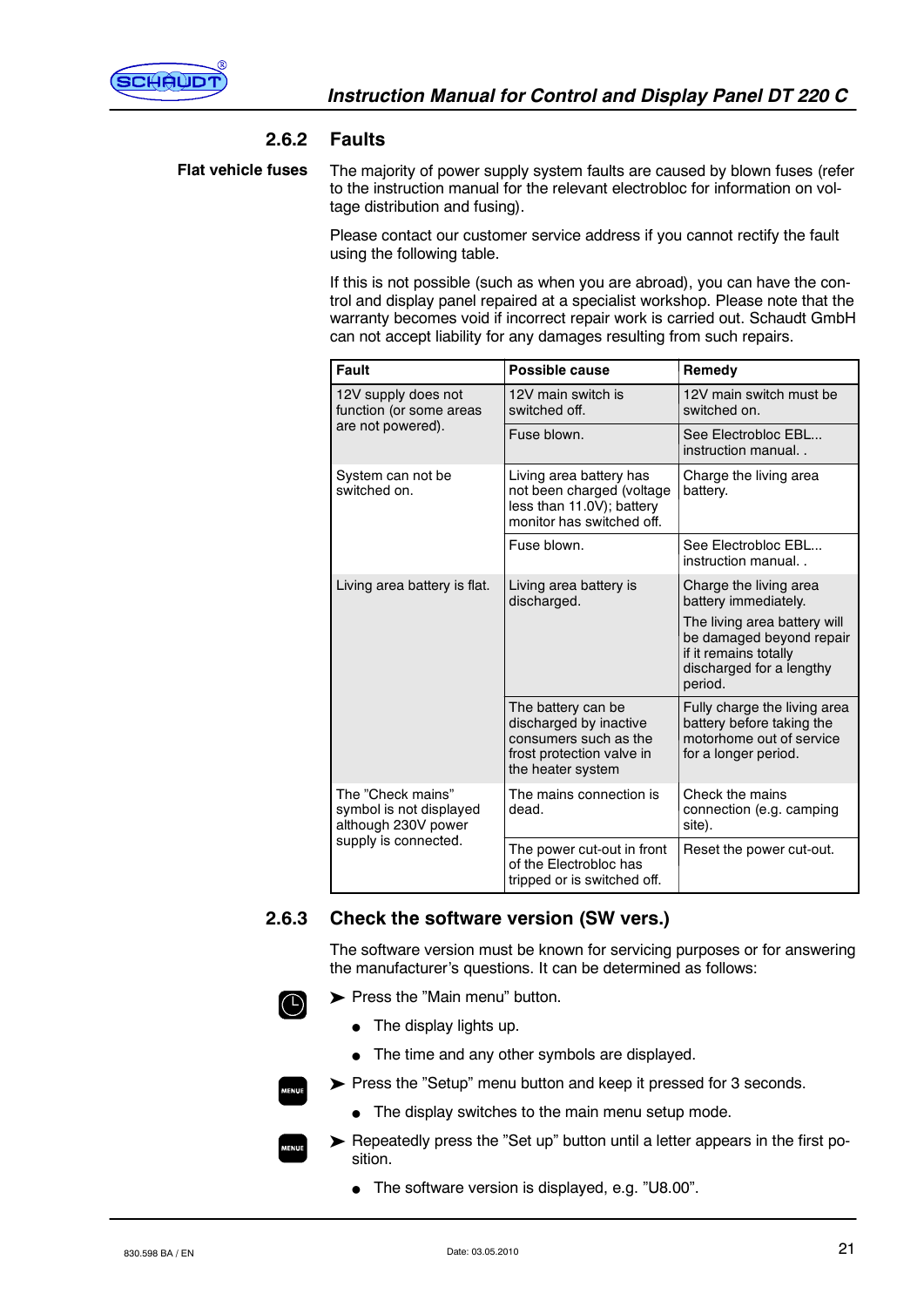### 2.6.2 Faults

**Flat vehicle fuses**

The majority of power supply system faults are caused by blown fuses (refer to the instruction manual for the relevant electrobloc for information on voltage distribution and fusing).

Please contact our customer service address if you cannot rectify the fault using the following table.

If this is not possible (such as when you are abroad), you can have the control and display panel repaired at a specialist workshop. Please note that the warranty becomes void if incorrect repair work is carried out. Schaudt GmbH can not accept liability for any damages resulting from such repairs.

| Fault | Possible cause | Remedy |
|---|---|---|
| 12V supply does not function (or some areas are not powered). | 12V main switch is switched off. | 12V main switch must be switched on. |
| | Fuse blown. | See Electrobloc EBL... instruction manual. . |
| System can not be switched on. | Living area battery has not been charged (voltage less than 11.0V); battery monitor has switched off. | Charge the living area battery. |
| | Fuse blown. | See Electrobloc EBL... instruction manual. . |
| Living area battery is flat. | Living area battery is discharged. | Charge the living area battery immediately.<br>The living area battery will be damaged beyond repair if it remains totally discharged for a lengthy period. |
| | The battery can be discharged by inactive consumers such as the frost protection valve in the heater system | Fully charge the living area battery before taking the motorhome out of service for a longer period. |
| The "Check mains" symbol is not displayed although 230V power supply is connected. | The mains connection is dead. | Check the mains connection (e.g. camping site). |
| | The power cut-out in front of the Electrobloc has tripped or is switched off. | Reset the power cut-out. |

### 2.6.3 Check the software version (SW vers.)

The software version must be known for servicing purposes or for answering the manufacturer's questions. It can be determined as follows:

➤ Press the "Main menu" button.

- The display lights up.
- The time and any other symbols are displayed.

➤ Press the "Setup" menu button and keep it pressed for 3 seconds.

- The display switches to the main menu setup mode.

➤ Repeatedly press the "Set up" button until a letter appears in the first position.

- The software version is displayed, e.g. "U8.00".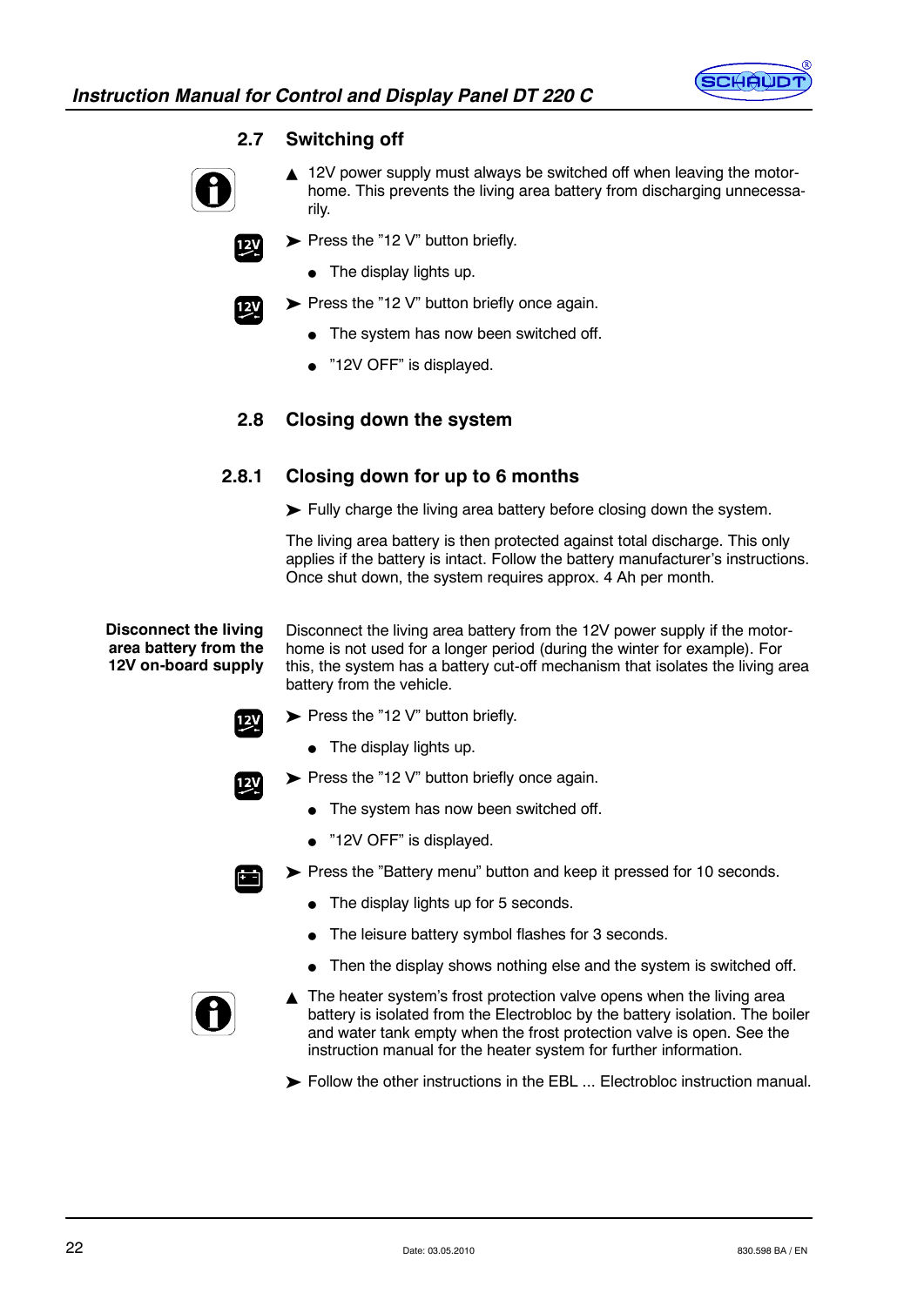## 2.7 Switching off

▲ 12V power supply must always be switched off when leaving the motorhome. This prevents the living area battery from discharging unnecessarily.

➤ Press the ”12 V” button briefly.

- The display lights up.

➤ Press the ”12 V” button briefly once again.

- The system has now been switched off.
- ”12V OFF” is displayed.

## 2.8 Closing down the system

### 2.8.1 Closing down for up to 6 months

➤ Fully charge the living area battery before closing down the system.

The living area battery is then protected against total discharge. This only applies if the battery is intact. Follow the battery manufacturer's instructions. Once shut down, the system requires approx. 4 Ah per month.

**Disconnect the living area battery from the 12V on-board supply**

Disconnect the living area battery from the 12V power supply if the motorhome is not used for a longer period (during the winter for example). For this, the system has a battery cut-off mechanism that isolates the living area battery from the vehicle.

➤ Press the ”12 V” button briefly.

- The display lights up.

➤ Press the ”12 V” button briefly once again.

- The system has now been switched off.
- ”12V OFF” is displayed.

➤ Press the ”Battery menu” button and keep it pressed for 10 seconds.

- The display lights up for 5 seconds.
- The leisure battery symbol flashes for 3 seconds.
- Then the display shows nothing else and the system is switched off.

▲ The heater system's frost protection valve opens when the living area battery is isolated from the Electrobloc by the battery isolation. The boiler and water tank empty when the frost protection valve is open. See the instruction manual for the heater system for further information.

➤ Follow the other instructions in the EBL ... Electrobloc instruction manual.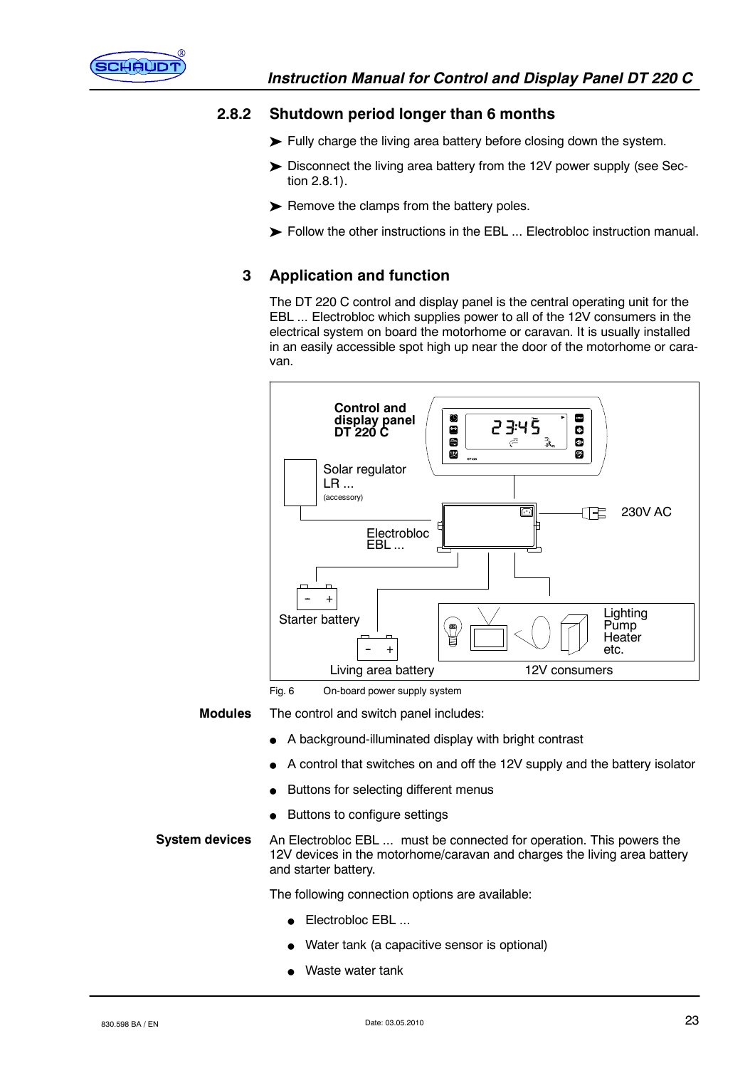### 2.8.2 Shutdown period longer than 6 months

- Fully charge the living area battery before closing down the system.
- Disconnect the living area battery from the 12V power supply (see Section 2.8.1).
- Remove the clamps from the battery poles.
- Follow the other instructions in the EBL ... Electrobloc instruction manual.

## 3 Application and function

The DT 220 C control and display panel is the central operating unit for the EBL ... Electrobloc which supplies power to all of the 12V consumers in the electrical system on board the motorhome or caravan. It is usually installed in an easily accessible spot high up near the door of the motorhome or caravan.

Fig. 6 On-board power supply system

**Modules**

The control and switch panel includes:

- A background-illuminated display with bright contrast
- A control that switches on and off the 12V supply and the battery isolator
- Buttons for selecting different menus
- Buttons to configure settings

**System devices**

An Electrobloc EBL ... must be connected for operation. This powers the 12V devices in the motorhome/caravan and charges the living area battery and starter battery.

The following connection options are available:

- Electrobloc EBL ...
- Water tank (a capacitive sensor is optional)
- Waste water tank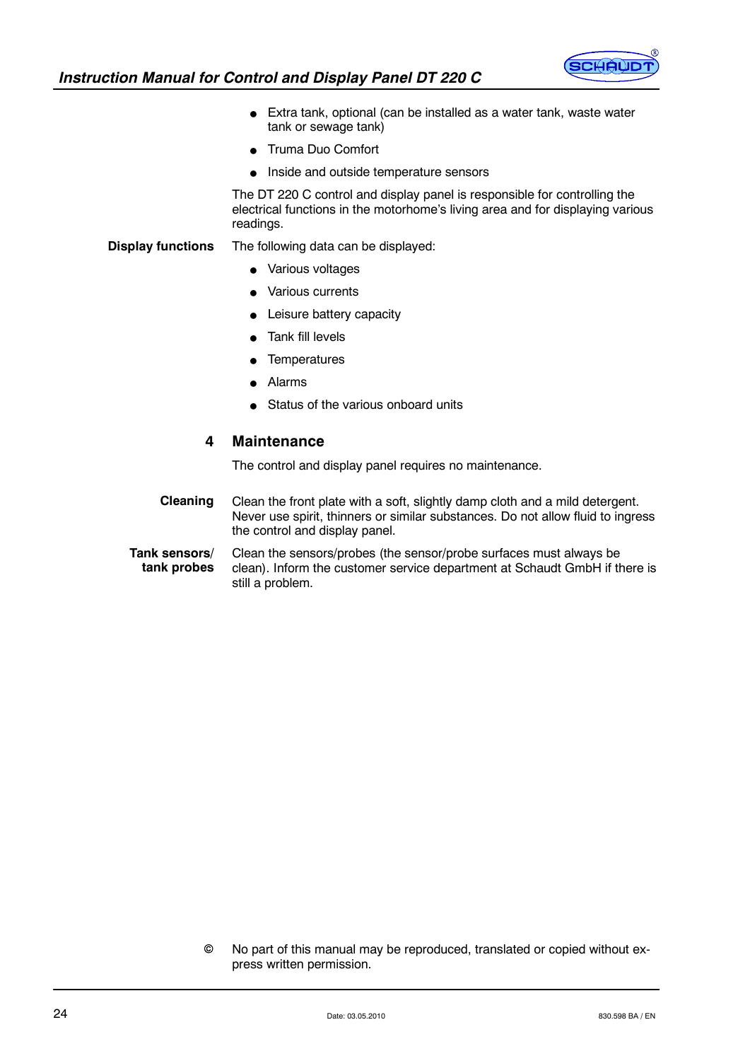- Extra tank, optional (can be installed as a water tank, waste water tank or sewage tank)
- Truma Duo Comfort
- Inside and outside temperature sensors

The DT 220 C control and display panel is responsible for controlling the electrical functions in the motorhome's living area and for displaying various readings.

**Display functions** The following data can be displayed:

- Various voltages
- Various currents
- Leisure battery capacity
- Tank fill levels
- Temperatures
- Alarms
- Status of the various onboard units

## 4 Maintenance

The control and display panel requires no maintenance.

**Cleaning** Clean the front plate with a soft, slightly damp cloth and a mild detergent. Never use spirit, thinners or similar substances. Do not allow fluid to ingress the control and display panel.

**Tank sensors/ tank probes** Clean the sensors/probes (the sensor/probe surfaces must always be clean). Inform the customer service department at Schaudt GmbH if there is still a problem.

© No part of this manual may be reproduced, translated or copied without express written permission.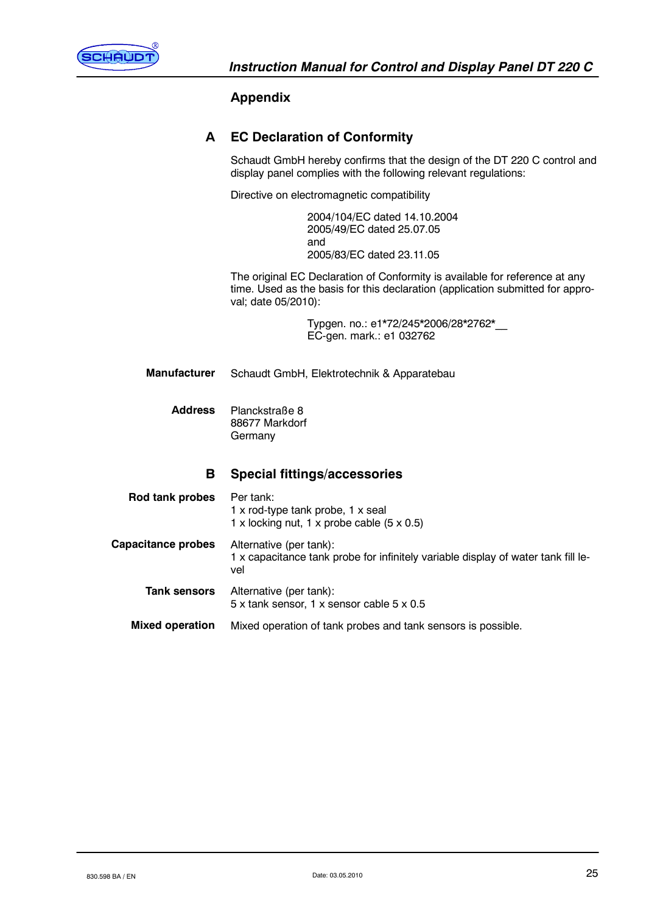# Appendix

## A EC Declaration of Conformity

Schaudt GmbH hereby confirms that the design of the DT 220 C control and display panel complies with the following relevant regulations:

Directive on electromagnetic compatibility

2004/104/EC dated 14.10.2004
2005/49/EC dated 25.07.05
and
2005/83/EC dated 23.11.05

The original EC Declaration of Conformity is available for reference at any time. Used as the basis for this declaration (application submitted for approval; date 05/2010):

Typgen. no.: e1*72/245*2006/28*2762*__
EC-gen. mark.: e1 032762

**Manufacturer** Schaudt GmbH, Elektrotechnik & Apparatebau

**Address** Planckstraße 8
88677 Markdorf
Germany

## B Special fittings/accessories

**Rod tank probes** Per tank:
1 x rod-type tank probe, 1 x seal
1 x locking nut, 1 x probe cable (5 x 0.5)

**Capacitance probes** Alternative (per tank):
1 x capacitance tank probe for infinitely variable display of water tank fill level

**Tank sensors** Alternative (per tank):
5 x tank sensor, 1 x sensor cable 5 x 0.5

**Mixed operation** Mixed operation of tank probes and tank sensors is possible.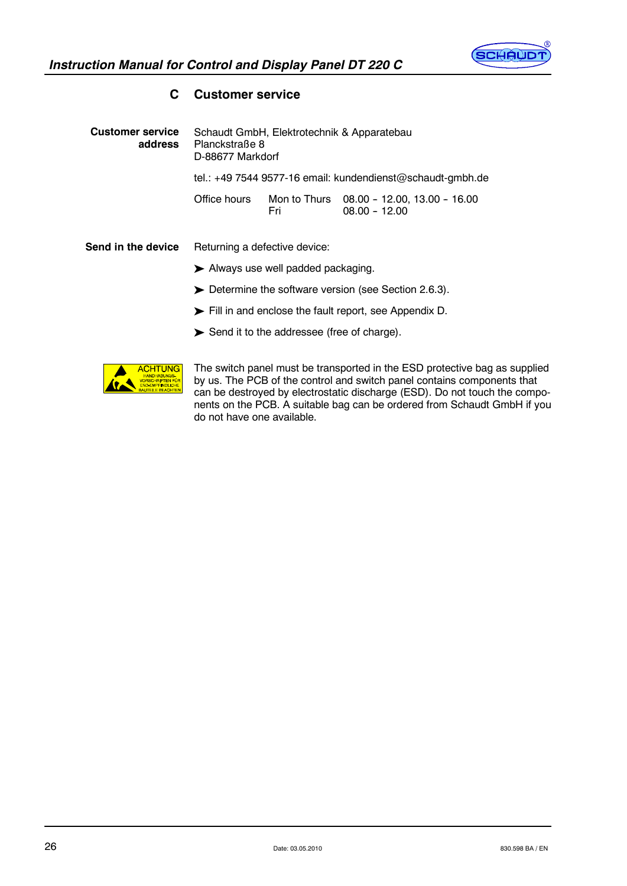## C Customer service

**Customer service address**

Schaudt GmbH, Elektrotechnik & Apparatebau
Planckstraße 8
D-88677 Markdorf

tel.: +49 7544 9577-16 email: kundendienst@schaudt-gmbh.de

| Office hours | Mon to Thurs | 08.00 – 12.00, 13.00 – 16.00 |
| --- | --- | --- |
| | Fri | 08.00 – 12.00 |

**Send in the device**

Returning a defective device:

- Always use well padded packaging.
- Determine the software version (see Section 2.6.3).
- Fill in and enclose the fault report, see Appendix D.
- Send it to the addressee (free of charge).

ACHTUNG HANDHABUNGS-VORSCHRIFTEN FÜR EGB-EMPFINDLICHE BAUTEILE BEACHTEN

The switch panel must be transported in the ESD protective bag as supplied by us. The PCB of the control and switch panel contains components that can be destroyed by electrostatic discharge (ESD). Do not touch the components on the PCB. A suitable bag can be ordered from Schaudt GmbH if you do not have one available.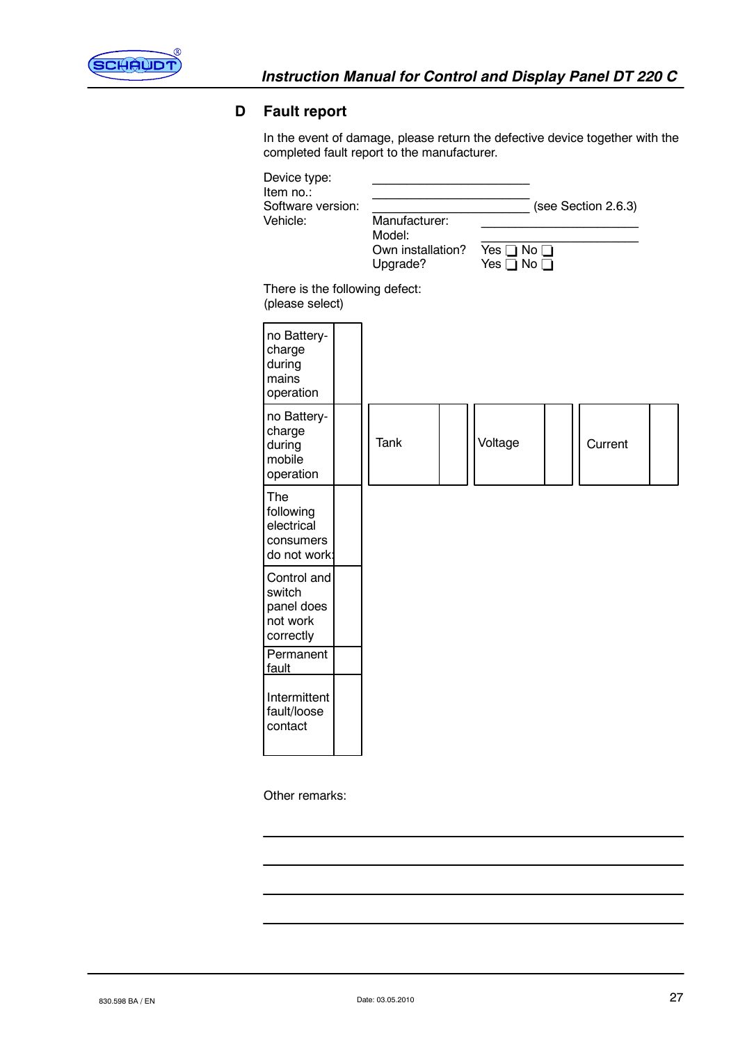## D Fault report

In the event of damage, please return the defective device together with the completed fault report to the manufacturer.

Device type: ______________________

Item no.: ______________________

Software version: ______________________ (see Section 2.6.3)

Vehicle:
- Manufacturer: ______________________
- Model: ______________________
- Own installation? Yes ❑ No ❑
- Upgrade? Yes ❑ No ❑

There is the following defect:
(please select)

| Defect | |
|---|---|
| no Battery-charge during mains operation | |
| no Battery-charge during mobile operation | |
| The following electrical consumers do not work: | |
| Control and switch panel does not work correctly | |
| Permanent fault | |
| Intermittent fault/loose contact | |

| Tank | | Voltage | | Current | |
|---|---|---|---|---|---|

Other remarks:

______________________________________________

______________________________________________

______________________________________________

______________________________________________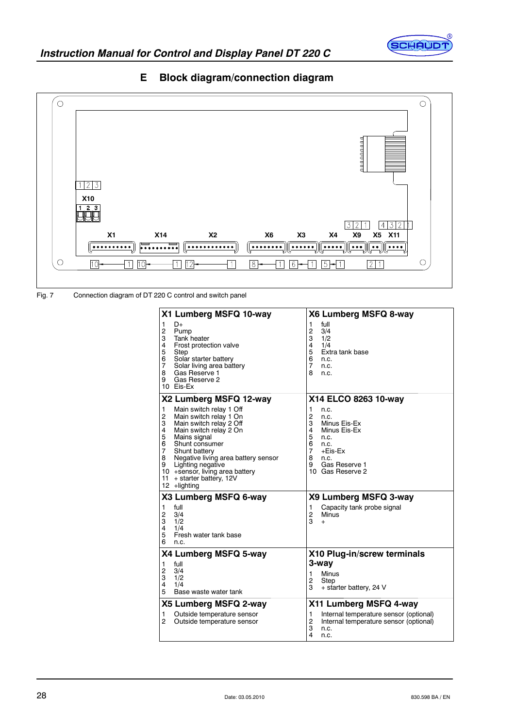## E Block diagram/connection diagram

X10

1 2 3

X1 X14 X2 X6 X3 X4 X9 X5 X11

Fig. 7 Connection diagram of DT 220 C control and switch panel

| | |
|---|---|
| **X1 Lumberg MSFQ 10-way**<br>1 D+<br>2 Pump<br>3 Tank heater<br>4 Frost protection valve<br>5 Step<br>6 Solar starter battery<br>7 Solar living area battery<br>8 Gas Reserve 1<br>9 Gas Reserve 2<br>10 Eis-Ex | **X6 Lumberg MSFQ 8-way**<br>1 full<br>2 3/4<br>3 1/2<br>4 1/4<br>5 Extra tank base<br>6 n.c.<br>7 n.c.<br>8 n.c. |
| **X2 Lumberg MSFQ 12-way**<br>1 Main switch relay 1 Off<br>2 Main switch relay 1 On<br>3 Main switch relay 2 Off<br>4 Main switch relay 2 On<br>5 Mains signal<br>6 Shunt consumer<br>7 Shunt battery<br>8 Negative living area battery sensor<br>9 Lighting negative<br>10 +sensor, living area battery<br>11 + starter battery, 12V<br>12 +lighting | **X14 ELCO 8263 10-way**<br>1 n.c.<br>2 n.c.<br>3 Minus Eis-Ex<br>4 Minus Eis-Ex<br>5 n.c.<br>6 n.c.<br>7 +Eis-Ex<br>8 n.c.<br>9 Gas Reserve 1<br>10 Gas Reserve 2 |
| **X3 Lumberg MSFQ 6-way**<br>1 full<br>2 3/4<br>3 1/2<br>4 1/4<br>5 Fresh water tank base<br>6 n.c. | **X9 Lumberg MSFQ 3-way**<br>1 Capacity tank probe signal<br>2 Minus<br>3 + |
| **X4 Lumberg MSFQ 5-way**<br>1 full<br>2 3/4<br>3 1/2<br>4 1/4<br>5 Base waste water tank | **X10 Plug-in/screw terminals 3-way**<br>1 Minus<br>2 Step<br>3 + starter battery, 24 V |
| **X5 Lumberg MSFQ 2-way**<br>1 Outside temperature sensor<br>2 Outside temperature sensor | **X11 Lumberg MSFQ 4-way**<br>1 Internal temperature sensor (optional)<br>2 Internal temperature sensor (optional)<br>3 n.c.<br>4 n.c. |